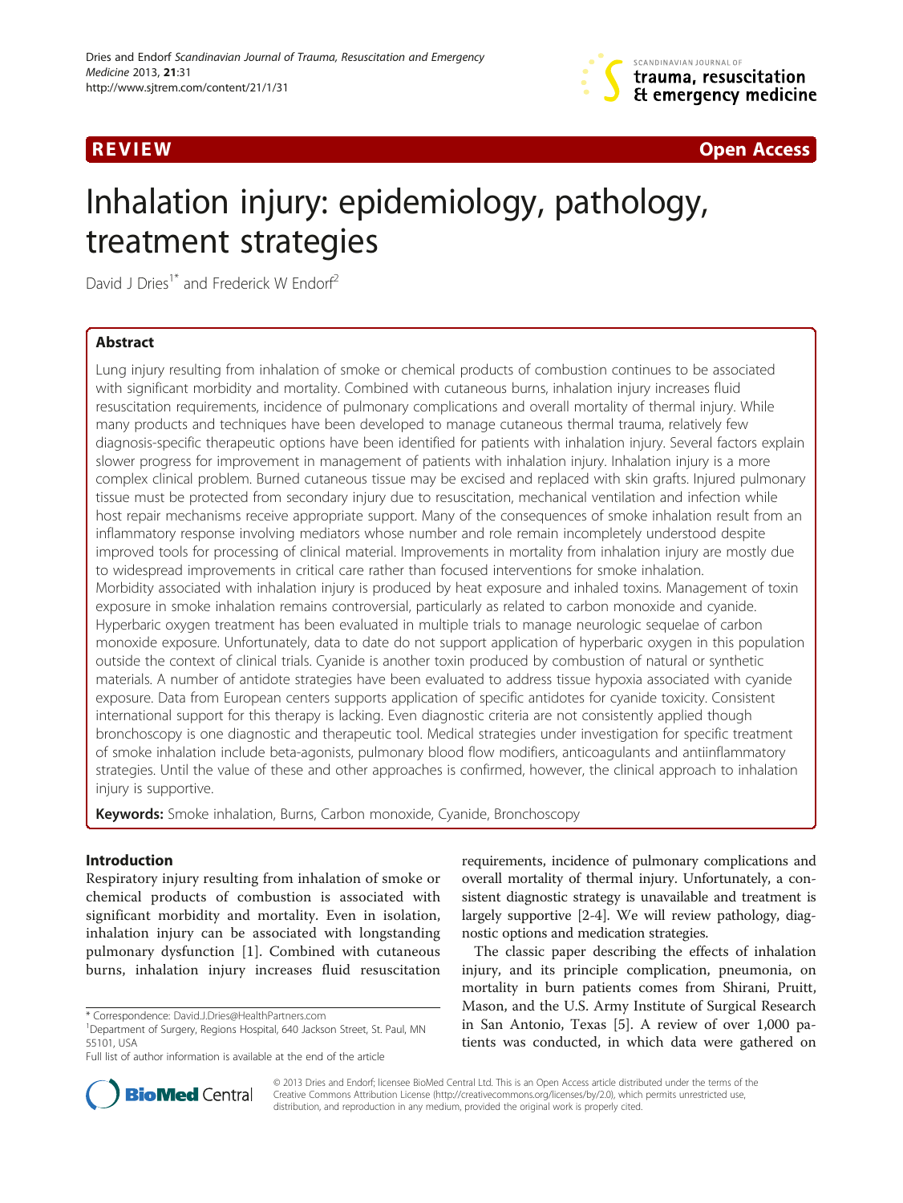REVIEW

Open Access

# Inhalation injury: epidemiology, pathology, treatment strategies

David J Dries[1*] and Frederick W Endorf[2]

## Abstract

Lung injury resulting from inhalation of smoke or chemical products of combustion continues to be associated with significant morbidity and mortality. Combined with cutaneous burns, inhalation injury increases fluid resuscitation requirements, incidence of pulmonary complications and overall mortality of thermal injury. While many products and techniques have been developed to manage cutaneous thermal trauma, relatively few diagnosis-specific therapeutic options have been identified for patients with inhalation injury. Several factors explain slower progress for improvement in management of patients with inhalation injury. Inhalation injury is a more complex clinical problem. Burned cutaneous tissue may be excised and replaced with skin grafts. Injured pulmonary tissue must be protected from secondary injury due to resuscitation, mechanical ventilation and infection while host repair mechanisms receive appropriate support. Many of the consequences of smoke inhalation result from an inflammatory response involving mediators whose number and role remain incompletely understood despite improved tools for processing of clinical material. Improvements in mortality from inhalation injury are mostly due to widespread improvements in critical care rather than focused interventions for smoke inhalation. Morbidity associated with inhalation injury is produced by heat exposure and inhaled toxins. Management of toxin exposure in smoke inhalation remains controversial, particularly as related to carbon monoxide and cyanide. Hyperbaric oxygen treatment has been evaluated in multiple trials to manage neurologic sequelae of carbon monoxide exposure. Unfortunately, data to date do not support application of hyperbaric oxygen in this population outside the context of clinical trials. Cyanide is another toxin produced by combustion of natural or synthetic materials. A number of antidote strategies have been evaluated to address tissue hypoxia associated with cyanide exposure. Data from European centers supports application of specific antidotes for cyanide toxicity. Consistent international support for this therapy is lacking. Even diagnostic criteria are not consistently applied though bronchoscopy is one diagnostic and therapeutic tool. Medical strategies under investigation for specific treatment of smoke inhalation include beta-agonists, pulmonary blood flow modifiers, anticoagulants and antiinflammatory strategies. Until the value of these and other approaches is confirmed, however, the clinical approach to inhalation injury is supportive.

**Keywords:** Smoke inhalation, Burns, Carbon monoxide, Cyanide, Bronchoscopy

## Introduction

Respiratory injury resulting from inhalation of smoke or chemical products of combustion is associated with significant morbidity and mortality. Even in isolation, inhalation injury can be associated with longstanding pulmonary dysfunction [1]. Combined with cutaneous burns, inhalation injury increases fluid resuscitation requirements, incidence of pulmonary complications and overall mortality of thermal injury. Unfortunately, a consistent diagnostic strategy is unavailable and treatment is largely supportive [2-4]. We will review pathology, diagnostic options and medication strategies.

The classic paper describing the effects of inhalation injury, and its principle complication, pneumonia, on mortality in burn patients comes from Shirani, Pruitt, Mason, and the U.S. Army Institute of Surgical Research in San Antonio, Texas [5]. A review of over 1,000 patients was conducted, in which data were gathered on

\* Correspondence: David.J.Dries@HealthPartners.com
[1]Department of Surgery, Regions Hospital, 640 Jackson Street, St. Paul, MN 55101, USA
Full list of author information is available at the end of the article

© 2013 Dries and Endorf; licensee BioMed Central Ltd. This is an Open Access article distributed under the terms of the Creative Commons Attribution License (http://creativecommons.org/licenses/by/2.0), which permits unrestricted use, distribution, and reproduction in any medium, provided the original work is properly cited.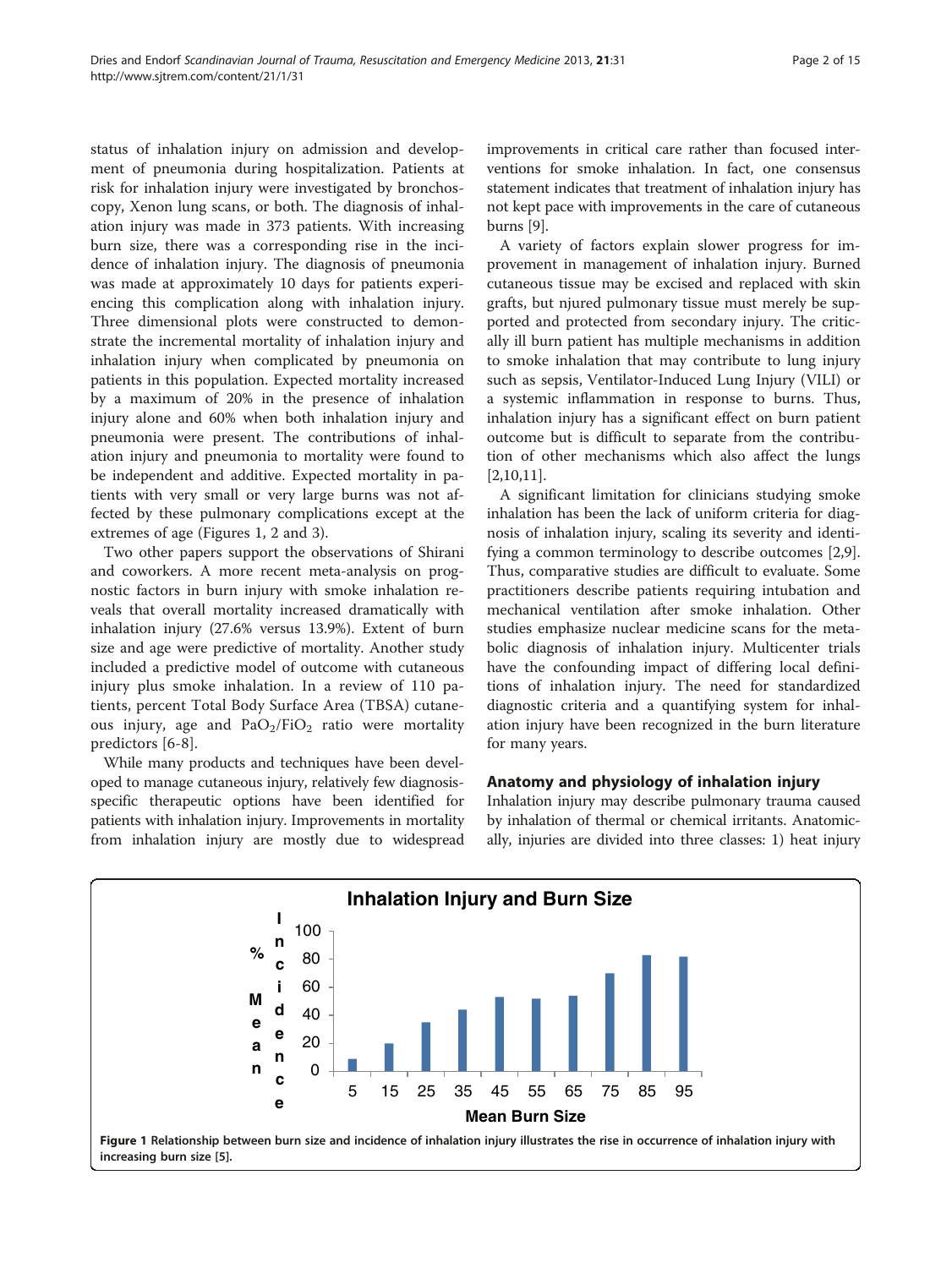status of inhalation injury on admission and development of pneumonia during hospitalization. Patients at risk for inhalation injury were investigated by bronchoscopy, Xenon lung scans, or both. The diagnosis of inhalation injury was made in 373 patients. With increasing burn size, there was a corresponding rise in the incidence of inhalation injury. The diagnosis of pneumonia was made at approximately 10 days for patients experiencing this complication along with inhalation injury. Three dimensional plots were constructed to demonstrate the incremental mortality of inhalation injury and inhalation injury when complicated by pneumonia on patients in this population. Expected mortality increased by a maximum of 20% in the presence of inhalation injury alone and 60% when both inhalation injury and pneumonia were present. The contributions of inhalation injury and pneumonia to mortality were found to be independent and additive. Expected mortality in patients with very small or very large burns was not affected by these pulmonary complications except at the extremes of age (Figures 1, 2 and 3).

Two other papers support the observations of Shirani and coworkers. A more recent meta-analysis on prognostic factors in burn injury with smoke inhalation reveals that overall mortality increased dramatically with inhalation injury (27.6% versus 13.9%). Extent of burn size and age were predictive of mortality. Another study included a predictive model of outcome with cutaneous injury plus smoke inhalation. In a review of 110 patients, percent Total Body Surface Area (TBSA) cutaneous injury, age and $PaO_2/FiO_2$ ratio were mortality predictors [6-8].

While many products and techniques have been developed to manage cutaneous injury, relatively few diagnosis-specific therapeutic options have been identified for patients with inhalation injury. Improvements in mortality from inhalation injury are mostly due to widespread improvements in critical care rather than focused interventions for smoke inhalation. In fact, one consensus statement indicates that treatment of inhalation injury has not kept pace with improvements in the care of cutaneous burns [9].

A variety of factors explain slower progress for improvement in management of inhalation injury. Burned cutaneous tissue may be excised and replaced with skin grafts, but njured pulmonary tissue must merely be supported and protected from secondary injury. The critically ill burn patient has multiple mechanisms in addition to smoke inhalation that may contribute to lung injury such as sepsis, Ventilator-Induced Lung Injury (VILI) or a systemic inflammation in response to burns. Thus, inhalation injury has a significant effect on burn patient outcome but is difficult to separate from the contribution of other mechanisms which also affect the lungs [2,10,11].

A significant limitation for clinicians studying smoke inhalation has been the lack of uniform criteria for diagnosis of inhalation injury, scaling its severity and identifying a common terminology to describe outcomes [2,9]. Thus, comparative studies are difficult to evaluate. Some practitioners describe patients requiring intubation and mechanical ventilation after smoke inhalation. Other studies emphasize nuclear medicine scans for the metabolic diagnosis of inhalation injury. Multicenter trials have the confounding impact of differing local definitions of inhalation injury. The need for standardized diagnostic criteria and a quantifying system for inhalation injury have been recognized in the burn literature for many years.

## Anatomy and physiology of inhalation injury

Inhalation injury may describe pulmonary trauma caused by inhalation of thermal or chemical irritants. Anatomically, injuries are divided into three classes: 1) heat injury

**Figure 1** Relationship between burn size and incidence of inhalation injury illustrates the rise in occurrence of inhalation injury with increasing burn size [5].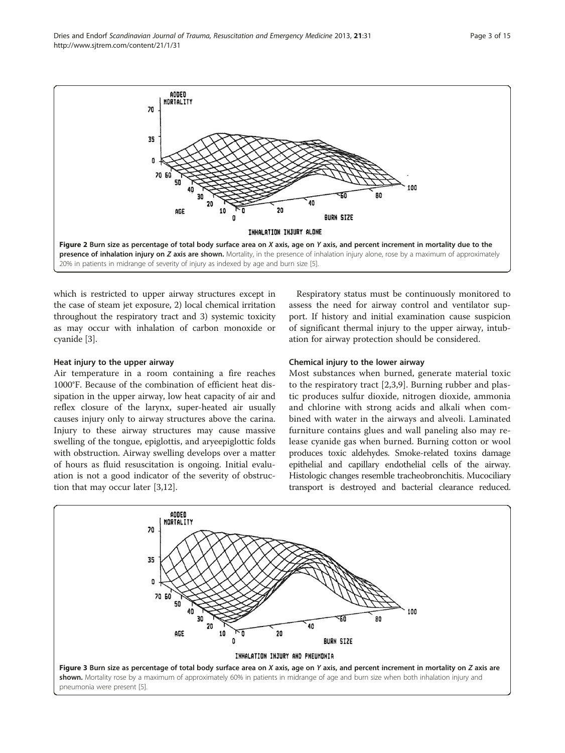**Figure 2 Burn size as percentage of total body surface area on X axis, age on Y axis, and percent increment in mortality due to the presence of inhalation injury on Z axis are shown.** Mortality, in the presence of inhalation injury alone, rose by a maximum of approximately 20% in patients in midrange of severity of injury as indexed by age and burn size [5].

which is restricted to upper airway structures except in the case of steam jet exposure, 2) local chemical irritation throughout the respiratory tract and 3) systemic toxicity as may occur with inhalation of carbon monoxide or cyanide [3].

### Heat injury to the upper airway

Air temperature in a room containing a fire reaches 1000°F. Because of the combination of efficient heat dissipation in the upper airway, low heat capacity of air and reflex closure of the larynx, super-heated air usually causes injury only to airway structures above the carina. Injury to these airway structures may cause massive swelling of the tongue, epiglottis, and aryeepiglottic folds with obstruction. Airway swelling develops over a matter of hours as fluid resuscitation is ongoing. Initial evaluation is not a good indicator of the severity of obstruction that may occur later [3,12].

Respiratory status must be continuously monitored to assess the need for airway control and ventilator support. If history and initial examination cause suspicion of significant thermal injury to the upper airway, intubation for airway protection should be considered.

### Chemical injury to the lower airway

Most substances when burned, generate material toxic to the respiratory tract [2,3,9]. Burning rubber and plastic produces sulfur dioxide, nitrogen dioxide, ammonia and chlorine with strong acids and alkali when combined with water in the airways and alveoli. Laminated furniture contains glues and wall paneling also may release cyanide gas when burned. Burning cotton or wool produces toxic aldehydes. Smoke-related toxins damage epithelial and capillary endothelial cells of the airway. Histologic changes resemble tracheobronchitis. Mucociliary transport is destroyed and bacterial clearance reduced.

**Figure 3 Burn size as percentage of total body surface area on X axis, age on Y axis, and percent increment in mortality on Z axis are shown.** Mortality rose by a maximum of approximately 60% in patients in midrange of age and burn size when both inhalation injury and pneumonia were present [5].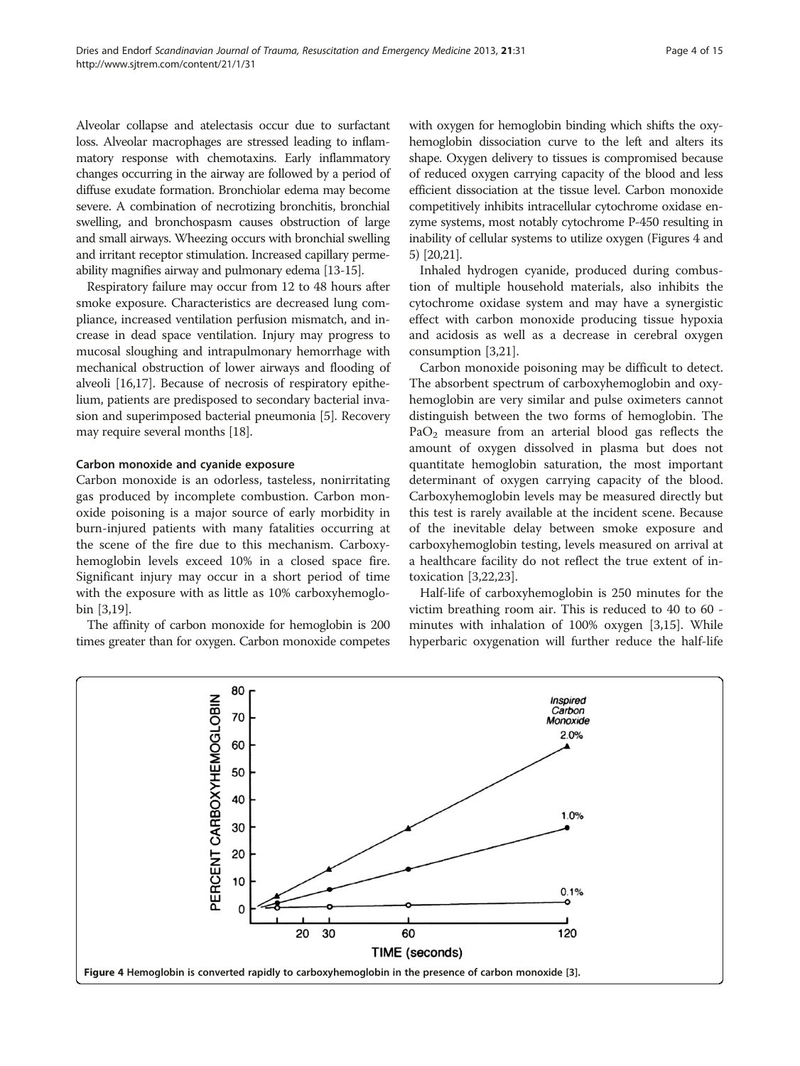Alveolar collapse and atelectasis occur due to surfactant loss. Alveolar macrophages are stressed leading to inflammatory response with chemotaxins. Early inflammatory changes occurring in the airway are followed by a period of diffuse exudate formation. Bronchiolar edema may become severe. A combination of necrotizing bronchitis, bronchial swelling, and bronchospasm causes obstruction of large and small airways. Wheezing occurs with bronchial swelling and irritant receptor stimulation. Increased capillary permeability magnifies airway and pulmonary edema [13-15].

Respiratory failure may occur from 12 to 48 hours after smoke exposure. Characteristics are decreased lung compliance, increased ventilation perfusion mismatch, and increase in dead space ventilation. Injury may progress to mucosal sloughing and intrapulmonary hemorrhage with mechanical obstruction of lower airways and flooding of alveoli [16,17]. Because of necrosis of respiratory epithelium, patients are predisposed to secondary bacterial invasion and superimposed bacterial pneumonia [5]. Recovery may require several months [18].

#### Carbon monoxide and cyanide exposure

Carbon monoxide is an odorless, tasteless, nonirritating gas produced by incomplete combustion. Carbon monoxide poisoning is a major source of early morbidity in burn-injured patients with many fatalities occurring at the scene of the fire due to this mechanism. Carboxyhemoglobin levels exceed 10% in a closed space fire. Significant injury may occur in a short period of time with the exposure with as little as 10% carboxyhemoglobin [3,19].

The affinity of carbon monoxide for hemoglobin is 200 times greater than for oxygen. Carbon monoxide competes with oxygen for hemoglobin binding which shifts the oxyhemoglobin dissociation curve to the left and alters its shape. Oxygen delivery to tissues is compromised because of reduced oxygen carrying capacity of the blood and less efficient dissociation at the tissue level. Carbon monoxide competitively inhibits intracellular cytochrome oxidase enzyme systems, most notably cytochrome P-450 resulting in inability of cellular systems to utilize oxygen (Figures 4 and 5) [20,21].

Inhaled hydrogen cyanide, produced during combustion of multiple household materials, also inhibits the cytochrome oxidase system and may have a synergistic effect with carbon monoxide producing tissue hypoxia and acidosis as well as a decrease in cerebral oxygen consumption [3,21].

Carbon monoxide poisoning may be difficult to detect. The absorbent spectrum of carboxyhemoglobin and oxyhemoglobin are very similar and pulse oximeters cannot distinguish between the two forms of hemoglobin. The $PaO_2$ measure from an arterial blood gas reflects the amount of oxygen dissolved in plasma but does not quantitate hemoglobin saturation, the most important determinant of oxygen carrying capacity of the blood. Carboxyhemoglobin levels may be measured directly but this test is rarely available at the incident scene. Because of the inevitable delay between smoke exposure and carboxyhemoglobin testing, levels measured on arrival at a healthcare facility do not reflect the true extent of intoxication [3,22,23].

Half-life of carboxyhemoglobin is 250 minutes for the victim breathing room air. This is reduced to 40 to 60 - minutes with inhalation of 100% oxygen [3,15]. While hyperbaric oxygenation will further reduce the half-life

**Figure 4** Hemoglobin is converted rapidly to carboxyhemoglobin in the presence of carbon monoxide [3].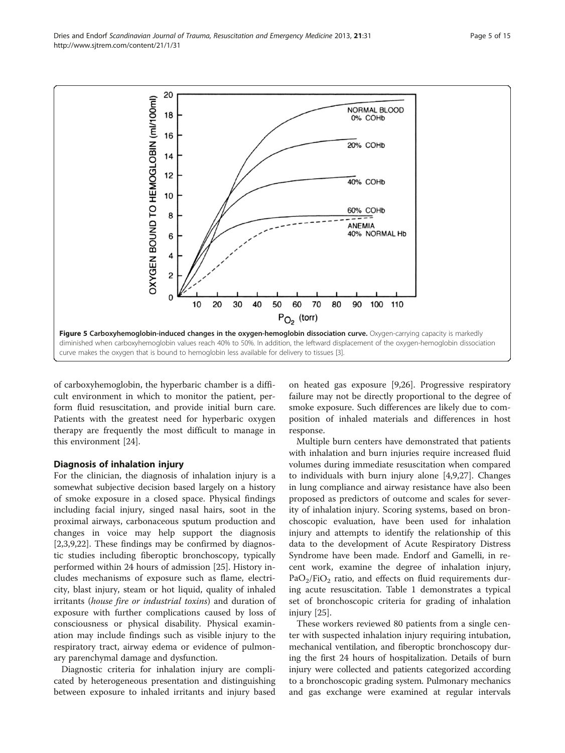**Figure 5 Carboxyhemoglobin-induced changes in the oxygen-hemoglobin dissociation curve.** Oxygen-carrying capacity is markedly diminished when carboxyhemoglobin values reach 40% to 50%. In addition, the leftward displacement of the oxygen-hemoglobin dissociation curve makes the oxygen that is bound to hemoglobin less available for delivery to tissues [3].

of carboxyhemoglobin, the hyperbaric chamber is a difficult environment in which to monitor the patient, perform fluid resuscitation, and provide initial burn care. Patients with the greatest need for hyperbaric oxygen therapy are frequently the most difficult to manage in this environment [24].

## Diagnosis of inhalation injury

For the clinician, the diagnosis of inhalation injury is a somewhat subjective decision based largely on a history of smoke exposure in a closed space. Physical findings including facial injury, singed nasal hairs, soot in the proximal airways, carbonaceous sputum production and changes in voice may help support the diagnosis [2,3,9,22]. These findings may be confirmed by diagnostic studies including fiberoptic bronchoscopy, typically performed within 24 hours of admission [25]. History includes mechanisms of exposure such as flame, electricity, blast injury, steam or hot liquid, quality of inhaled irritants (*house fire or industrial toxins*) and duration of exposure with further complications caused by loss of consciousness or physical disability. Physical examination may include findings such as visible injury to the respiratory tract, airway edema or evidence of pulmonary parenchymal damage and dysfunction.

Diagnostic criteria for inhalation injury are complicated by heterogeneous presentation and distinguishing between exposure to inhaled irritants and injury based on heated gas exposure [9,26]. Progressive respiratory failure may not be directly proportional to the degree of smoke exposure. Such differences are likely due to composition of inhaled materials and differences in host response.

Multiple burn centers have demonstrated that patients with inhalation and burn injuries require increased fluid volumes during immediate resuscitation when compared to individuals with burn injury alone [4,9,27]. Changes in lung compliance and airway resistance have also been proposed as predictors of outcome and scales for severity of inhalation injury. Scoring systems, based on bronchoscopic evaluation, have been used for inhalation injury and attempts to identify the relationship of this data to the development of Acute Respiratory Distress Syndrome have been made. Endorf and Gamelli, in recent work, examine the degree of inhalation injury, $PaO_2/FiO_2$ ratio, and effects on fluid requirements during acute resuscitation. Table 1 demonstrates a typical set of bronchoscopic criteria for grading of inhalation injury [25].

These workers reviewed 80 patients from a single center with suspected inhalation injury requiring intubation, mechanical ventilation, and fiberoptic bronchoscopy during the first 24 hours of hospitalization. Details of burn injury were collected and patients categorized according to a bronchoscopic grading system. Pulmonary mechanics and gas exchange were examined at regular intervals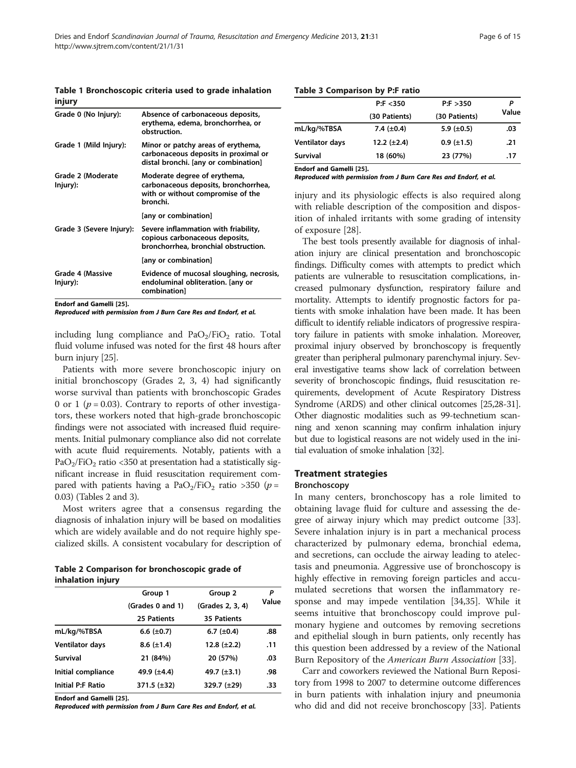**Table 1 Bronchoscopic criteria used to grade inhalation injury**

| | |
|---|---|
| Grade 0 (No Injury): | Absence of carbonaceous deposits, erythema, edema, bronchorrhea, or obstruction. |
| Grade 1 (Mild Injury): | Minor or patchy areas of erythema, carbonaceous deposits in proximal or distal bronchi. [any or combination] |
| Grade 2 (Moderate Injury): | Moderate degree of erythema, carbonaceous deposits, bronchorrhea, with or without compromise of the bronchi. [any or combination] |
| Grade 3 (Severe Injury): | Severe inflammation with friability, copious carbonaceous deposits, bronchorrhea, bronchial obstruction. [any or combination] |
| Grade 4 (Massive Injury): | Evidence of mucosal sloughing, necrosis, endoluminal obliteration. [any or combination] |

**Endorf and Gamelli [25].**
***Reproduced with permission from J Burn Care Res and Endorf, et al.***

including lung compliance and $PaO_2/FiO_2$ ratio. Total fluid volume infused was noted for the first 48 hours after burn injury [25].

Patients with more severe bronchoscopic injury on initial bronchoscopy (Grades 2, 3, 4) had significantly worse survival than patients with bronchoscopic Grades 0 or 1 ($p = 0.03$). Contrary to reports of other investigators, these workers noted that high-grade bronchoscopic findings were not associated with increased fluid requirements. Initial pulmonary compliance also did not correlate with acute fluid requirements. Notably, patients with a $PaO_2/FiO_2$ ratio <350 at presentation had a statistically significant increase in fluid resuscitation requirement compared with patients having a $PaO_2/FiO_2$ ratio >350 ($p = 0.03$) (Tables 2 and 3).

Most writers agree that a consensus regarding the diagnosis of inhalation injury will be based on modalities which are widely available and do not require highly specialized skills. A consistent vocabulary for description of injury and its physiologic effects is also required along with reliable description of the composition and disposition of inhaled irritants with some grading of intensity of exposure [28].

**Table 2 Comparison for bronchoscopic grade of inhalation injury**

| | Group 1 (Grades 0 and 1) 25 Patients | Group 2 (Grades 2, 3, 4) 35 Patients | P Value |
|---|---|---|---|
| mL/kg/%TBSA | 6.6 (±0.7) | 6.7 (±0.4) | .88 |
| Ventilator days | 8.6 (±1.4) | 12.8 (±2.2) | .11 |
| Survival | 21 (84%) | 20 (57%) | .03 |
| Initial compliance | 49.9 (±4.4) | 49.7 (±3.1) | .98 |
| Initial P:F Ratio | 371.5 (±32) | 329.7 (±29) | .33 |

**Endorf and Gamelli [25].**
***Reproduced with permission from J Burn Care Res and Endorf, et al.***

**Table 3 Comparison by P:F ratio**

| | P:F <350 (30 Patients) | P:F >350 (30 Patients) | P Value |
|---|---|---|---|
| mL/kg/%TBSA | 7.4 (±0.4) | 5.9 (±0.5) | .03 |
| Ventilator days | 12.2 (±2.4) | 0.9 (±1.5) | .21 |
| Survival | 18 (60%) | 23 (77%) | .17 |

**Endorf and Gamelli [25].**
***Reproduced with permission from J Burn Care Res and Endorf, et al.***

The best tools presently available for diagnosis of inhalation injury are clinical presentation and bronchoscopic findings. Difficulty comes with attempts to predict which patients are vulnerable to resuscitation complications, increased pulmonary dysfunction, respiratory failure and mortality. Attempts to identify prognostic factors for patients with smoke inhalation have been made. It has been difficult to identify reliable indicators of progressive respiratory failure in patients with smoke inhalation. Moreover, proximal injury observed by bronchoscopy is frequently greater than peripheral pulmonary parenchymal injury. Several investigative teams show lack of correlation between severity of bronchoscopic findings, fluid resuscitation requirements, development of Acute Respiratory Distress Syndrome (ARDS) and other clinical outcomes [25,28-31]. Other diagnostic modalities such as 99-technetium scanning and xenon scanning may confirm inhalation injury but due to logistical reasons are not widely used in the initial evaluation of smoke inhalation [32].

## Treatment strategies

### Bronchoscopy

In many centers, bronchoscopy has a role limited to obtaining lavage fluid for culture and assessing the degree of airway injury which may predict outcome [33]. Severe inhalation injury is in part a mechanical process characterized by pulmonary edema, bronchial edema, and secretions, can occlude the airway leading to atelectasis and pneumonia. Aggressive use of bronchoscopy is highly effective in removing foreign particles and accumulated secretions that worsen the inflammatory response and may impede ventilation [34,35]. While it seems intuitive that bronchoscopy could improve pulmonary hygiene and outcomes by removing secretions and epithelial slough in burn patients, only recently has this question been addressed by a review of the National Burn Repository of the *American Burn Association* [33].

Carr and coworkers reviewed the National Burn Repository from 1998 to 2007 to determine outcome differences in burn patients with inhalation injury and pneumonia who did and did not receive bronchoscopy [33]. Patients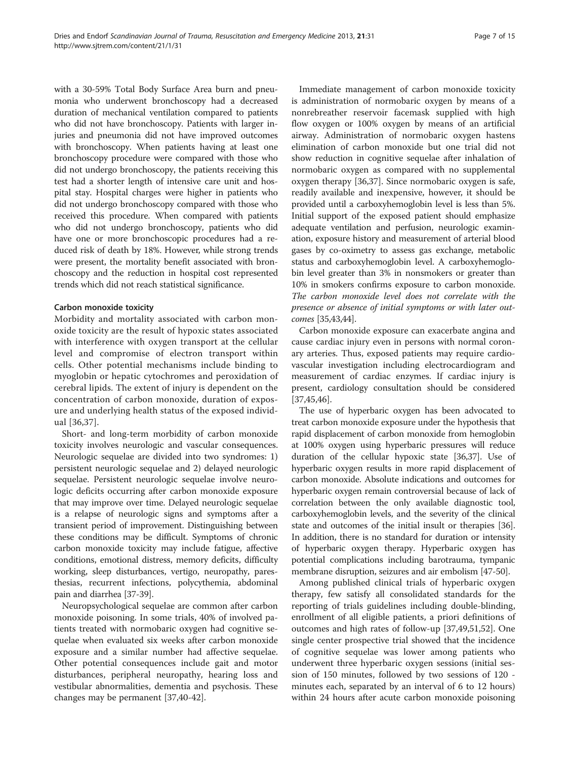with a 30-59% Total Body Surface Area burn and pneumonia who underwent bronchoscopy had a decreased duration of mechanical ventilation compared to patients who did not have bronchoscopy. Patients with larger injuries and pneumonia did not have improved outcomes with bronchoscopy. When patients having at least one bronchoscopy procedure were compared with those who did not undergo bronchoscopy, the patients receiving this test had a shorter length of intensive care unit and hospital stay. Hospital charges were higher in patients who did not undergo bronchoscopy compared with those who received this procedure. When compared with patients who did not undergo bronchoscopy, patients who did have one or more bronchoscopic procedures had a reduced risk of death by 18%. However, while strong trends were present, the mortality benefit associated with bronchoscopy and the reduction in hospital cost represented trends which did not reach statistical significance.

### Carbon monoxide toxicity

Morbidity and mortality associated with carbon monoxide toxicity are the result of hypoxic states associated with interference with oxygen transport at the cellular level and compromise of electron transport within cells. Other potential mechanisms include binding to myoglobin or hepatic cytochromes and peroxidation of cerebral lipids. The extent of injury is dependent on the concentration of carbon monoxide, duration of exposure and underlying health status of the exposed individual [36,37].

Short- and long-term morbidity of carbon monoxide toxicity involves neurologic and vascular consequences. Neurologic sequelae are divided into two syndromes: 1) persistent neurologic sequelae and 2) delayed neurologic sequelae. Persistent neurologic sequelae involve neurologic deficits occurring after carbon monoxide exposure that may improve over time. Delayed neurologic sequelae is a relapse of neurologic signs and symptoms after a transient period of improvement. Distinguishing between these conditions may be difficult. Symptoms of chronic carbon monoxide toxicity may include fatigue, affective conditions, emotional distress, memory deficits, difficulty working, sleep disturbances, vertigo, neuropathy, paresthesias, recurrent infections, polycythemia, abdominal pain and diarrhea [37-39].

Neuropsychological sequelae are common after carbon monoxide poisoning. In some trials, 40% of involved patients treated with normobaric oxygen had cognitive sequelae when evaluated six weeks after carbon monoxide exposure and a similar number had affective sequelae. Other potential consequences include gait and motor disturbances, peripheral neuropathy, hearing loss and vestibular abnormalities, dementia and psychosis. These changes may be permanent [37,40-42].

Immediate management of carbon monoxide toxicity is administration of normobaric oxygen by means of a nonrebreather reservoir facemask supplied with high flow oxygen or 100% oxygen by means of an artificial airway. Administration of normobaric oxygen hastens elimination of carbon monoxide but one trial did not show reduction in cognitive sequelae after inhalation of normobaric oxygen as compared with no supplemental oxygen therapy [36,37]. Since normobaric oxygen is safe, readily available and inexpensive, however, it should be provided until a carboxyhemoglobin level is less than 5%. Initial support of the exposed patient should emphasize adequate ventilation and perfusion, neurologic examination, exposure history and measurement of arterial blood gases by co-oximetry to assess gas exchange, metabolic status and carboxyhemoglobin level. A carboxyhemoglobin level greater than 3% in nonsmokers or greater than 10% in smokers confirms exposure to carbon monoxide. *The carbon monoxide level does not correlate with the presence or absence of initial symptoms or with later outcomes* [35,43,44].

Carbon monoxide exposure can exacerbate angina and cause cardiac injury even in persons with normal coronary arteries. Thus, exposed patients may require cardiovascular investigation including electrocardiogram and measurement of cardiac enzymes. If cardiac injury is present, cardiology consultation should be considered [37,45,46].

The use of hyperbaric oxygen has been advocated to treat carbon monoxide exposure under the hypothesis that rapid displacement of carbon monoxide from hemoglobin at 100% oxygen using hyperbaric pressures will reduce duration of the cellular hypoxic state [36,37]. Use of hyperbaric oxygen results in more rapid displacement of carbon monoxide. Absolute indications and outcomes for hyperbaric oxygen remain controversial because of lack of correlation between the only available diagnostic tool, carboxyhemoglobin levels, and the severity of the clinical state and outcomes of the initial insult or therapies [36]. In addition, there is no standard for duration or intensity of hyperbaric oxygen therapy. Hyperbaric oxygen has potential complications including barotrauma, tympanic membrane disruption, seizures and air embolism [47-50].

Among published clinical trials of hyperbaric oxygen therapy, few satisfy all consolidated standards for the reporting of trials guidelines including double-blinding, enrollment of all eligible patients, a priori definitions of outcomes and high rates of follow-up [37,49,51,52]. One single center prospective trial showed that the incidence of cognitive sequelae was lower among patients who underwent three hyperbaric oxygen sessions (initial session of 150 minutes, followed by two sessions of 120 - minutes each, separated by an interval of 6 to 12 hours) within 24 hours after acute carbon monoxide poisoning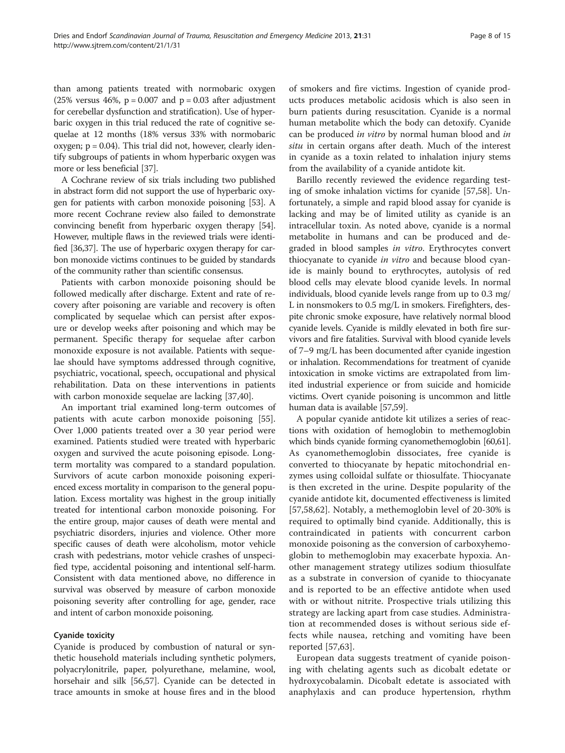than among patients treated with normobaric oxygen (25% versus 46%, $p = 0.007$ and $p = 0.03$ after adjustment for cerebellar dysfunction and stratification). Use of hyperbaric oxygen in this trial reduced the rate of cognitive sequelae at 12 months (18% versus 33% with normobaric oxygen; $p = 0.04$). This trial did not, however, clearly identify subgroups of patients in whom hyperbaric oxygen was more or less beneficial [37].

A Cochrane review of six trials including two published in abstract form did not support the use of hyperbaric oxygen for patients with carbon monoxide poisoning [53]. A more recent Cochrane review also failed to demonstrate convincing benefit from hyperbaric oxygen therapy [54]. However, multiple flaws in the reviewed trials were identified [36,37]. The use of hyperbaric oxygen therapy for carbon monoxide victims continues to be guided by standards of the community rather than scientific consensus.

Patients with carbon monoxide poisoning should be followed medically after discharge. Extent and rate of recovery after poisoning are variable and recovery is often complicated by sequelae which can persist after exposure or develop weeks after poisoning and which may be permanent. Specific therapy for sequelae after carbon monoxide exposure is not available. Patients with sequelae should have symptoms addressed through cognitive, psychiatric, vocational, speech, occupational and physical rehabilitation. Data on these interventions in patients with carbon monoxide sequelae are lacking [37,40].

An important trial examined long-term outcomes of patients with acute carbon monoxide poisoning [55]. Over 1,000 patients treated over a 30 year period were examined. Patients studied were treated with hyperbaric oxygen and survived the acute poisoning episode. Long-term mortality was compared to a standard population. Survivors of acute carbon monoxide poisoning experienced excess mortality in comparison to the general population. Excess mortality was highest in the group initially treated for intentional carbon monoxide poisoning. For the entire group, major causes of death were mental and psychiatric disorders, injuries and violence. Other more specific causes of death were alcoholism, motor vehicle crash with pedestrians, motor vehicle crashes of unspecified type, accidental poisoning and intentional self-harm. Consistent with data mentioned above, no difference in survival was observed by measure of carbon monoxide poisoning severity after controlling for age, gender, race and intent of carbon monoxide poisoning.

#### Cyanide toxicity

Cyanide is produced by combustion of natural or synthetic household materials including synthetic polymers, polyacrylonitrile, paper, polyurethane, melamine, wool, horsehair and silk [56,57]. Cyanide can be detected in trace amounts in smoke at house fires and in the blood of smokers and fire victims. Ingestion of cyanide products produces metabolic acidosis which is also seen in burn patients during resuscitation. Cyanide is a normal human metabolite which the body can detoxify. Cyanide can be produced *in vitro* by normal human blood and *in situ* in certain organs after death. Much of the interest in cyanide as a toxin related to inhalation injury stems from the availability of a cyanide antidote kit.

Barillo recently reviewed the evidence regarding testing of smoke inhalation victims for cyanide [57,58]. Unfortunately, a simple and rapid blood assay for cyanide is lacking and may be of limited utility as cyanide is an intracellular toxin. As noted above, cyanide is a normal metabolite in humans and can be produced and degraded in blood samples *in vitro*. Erythrocytes convert thiocyanate to cyanide *in vitro* and because blood cyanide is mainly bound to erythrocytes, autolysis of red blood cells may elevate blood cyanide levels. In normal individuals, blood cyanide levels range from up to 0.3 mg/L in nonsmokers to 0.5 mg/L in smokers. Firefighters, despite chronic smoke exposure, have relatively normal blood cyanide levels. Cyanide is mildly elevated in both fire survivors and fire fatalities. Survival with blood cyanide levels of 7–9 mg/L has been documented after cyanide ingestion or inhalation. Recommendations for treatment of cyanide intoxication in smoke victims are extrapolated from limited industrial experience or from suicide and homicide victims. Overt cyanide poisoning is uncommon and little human data is available [57,59].

A popular cyanide antidote kit utilizes a series of reactions with oxidation of hemoglobin to methemoglobin which binds cyanide forming cyanomethemoglobin [60,61]. As cyanomethemoglobin dissociates, free cyanide is converted to thiocyanate by hepatic mitochondrial enzymes using colloidal sulfate or thiosulfate. Thiocyanate is then excreted in the urine. Despite popularity of the cyanide antidote kit, documented effectiveness is limited [57,58,62]. Notably, a methemoglobin level of 20-30% is required to optimally bind cyanide. Additionally, this is contraindicated in patients with concurrent carbon monoxide poisoning as the conversion of carboxyhemoglobin to methemoglobin may exacerbate hypoxia. Another management strategy utilizes sodium thiosulfate as a substrate in conversion of cyanide to thiocyanate and is reported to be an effective antidote when used with or without nitrite. Prospective trials utilizing this strategy are lacking apart from case studies. Administration at recommended doses is without serious side effects while nausea, retching and vomiting have been reported [57,63].

European data suggests treatment of cyanide poisoning with chelating agents such as dicobalt edetate or hydroxycobalamin. Dicobalt edetate is associated with anaphylaxis and can produce hypertension, rhythm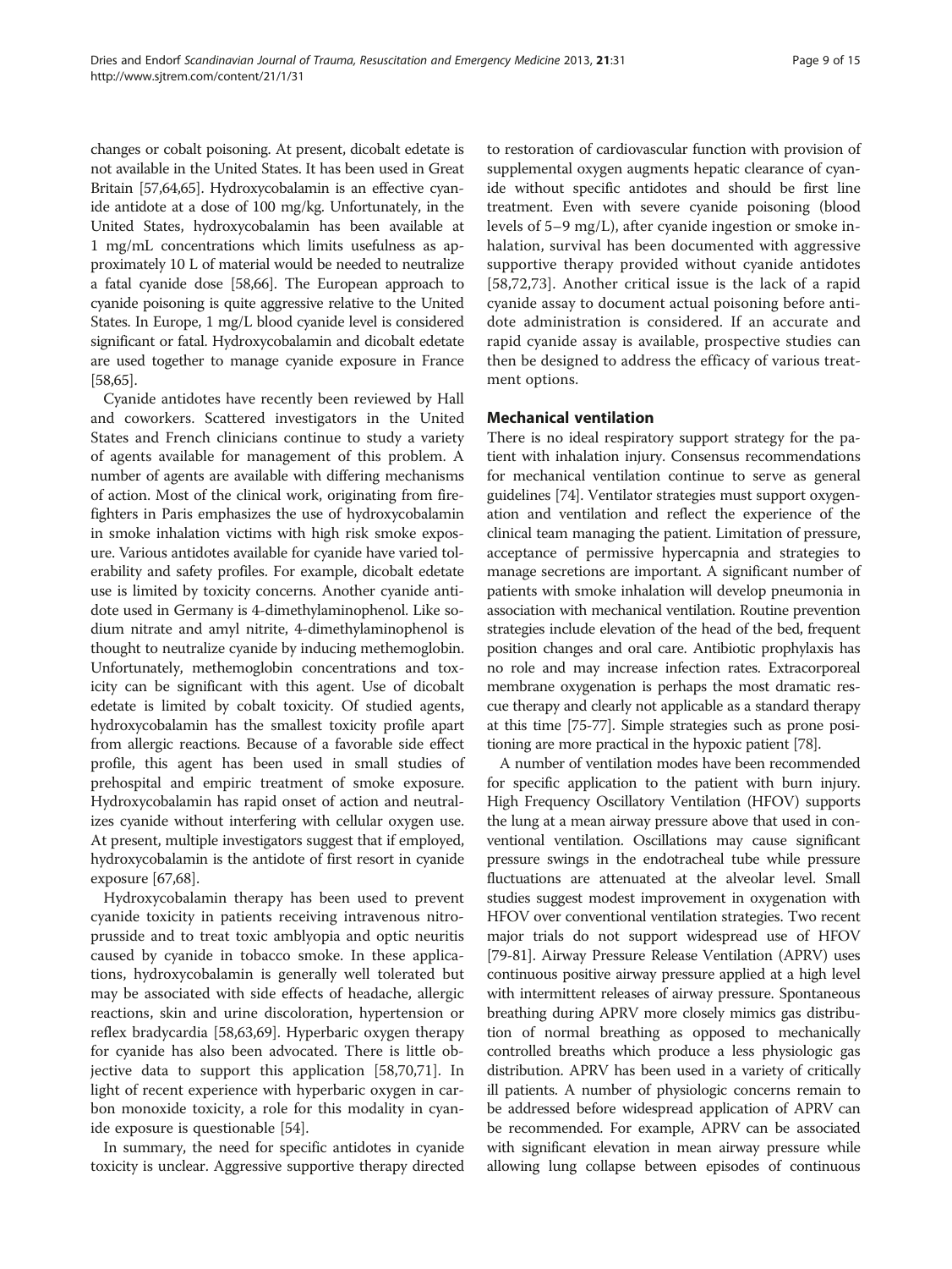changes or cobalt poisoning. At present, dicobalt edetate is not available in the United States. It has been used in Great Britain [57,64,65]. Hydroxycobalamin is an effective cyanide antidote at a dose of 100 mg/kg. Unfortunately, in the United States, hydroxycobalamin has been available at 1 mg/mL concentrations which limits usefulness as approximately 10 L of material would be needed to neutralize a fatal cyanide dose [58,66]. The European approach to cyanide poisoning is quite aggressive relative to the United States. In Europe, 1 mg/L blood cyanide level is considered significant or fatal. Hydroxycobalamin and dicobalt edetate are used together to manage cyanide exposure in France [58,65].

Cyanide antidotes have recently been reviewed by Hall and coworkers. Scattered investigators in the United States and French clinicians continue to study a variety of agents available for management of this problem. A number of agents are available with differing mechanisms of action. Most of the clinical work, originating from firefighters in Paris emphasizes the use of hydroxycobalamin in smoke inhalation victims with high risk smoke exposure. Various antidotes available for cyanide have varied tolerability and safety profiles. For example, dicobalt edetate use is limited by toxicity concerns. Another cyanide antidote used in Germany is 4-dimethylaminophenol. Like sodium nitrate and amyl nitrite, 4-dimethylaminophenol is thought to neutralize cyanide by inducing methemoglobin. Unfortunately, methemoglobin concentrations and toxicity can be significant with this agent. Use of dicobalt edetate is limited by cobalt toxicity. Of studied agents, hydroxycobalamin has the smallest toxicity profile apart from allergic reactions. Because of a favorable side effect profile, this agent has been used in small studies of prehospital and empiric treatment of smoke exposure. Hydroxycobalamin has rapid onset of action and neutralizes cyanide without interfering with cellular oxygen use. At present, multiple investigators suggest that if employed, hydroxycobalamin is the antidote of first resort in cyanide exposure [67,68].

Hydroxycobalamin therapy has been used to prevent cyanide toxicity in patients receiving intravenous nitroprusside and to treat toxic amblyopia and optic neuritis caused by cyanide in tobacco smoke. In these applications, hydroxycobalamin is generally well tolerated but may be associated with side effects of headache, allergic reactions, skin and urine discoloration, hypertension or reflex bradycardia [58,63,69]. Hyperbaric oxygen therapy for cyanide has also been advocated. There is little objective data to support this application [58,70,71]. In light of recent experience with hyperbaric oxygen in carbon monoxide toxicity, a role for this modality in cyanide exposure is questionable [54].

In summary, the need for specific antidotes in cyanide toxicity is unclear. Aggressive supportive therapy directed to restoration of cardiovascular function with provision of supplemental oxygen augments hepatic clearance of cyanide without specific antidotes and should be first line treatment. Even with severe cyanide poisoning (blood levels of 5–9 mg/L), after cyanide ingestion or smoke inhalation, survival has been documented with aggressive supportive therapy provided without cyanide antidotes [58,72,73]. Another critical issue is the lack of a rapid cyanide assay to document actual poisoning before antidote administration is considered. If an accurate and rapid cyanide assay is available, prospective studies can then be designed to address the efficacy of various treatment options.

## Mechanical ventilation

There is no ideal respiratory support strategy for the patient with inhalation injury. Consensus recommendations for mechanical ventilation continue to serve as general guidelines [74]. Ventilator strategies must support oxygenation and ventilation and reflect the experience of the clinical team managing the patient. Limitation of pressure, acceptance of permissive hypercapnia and strategies to manage secretions are important. A significant number of patients with smoke inhalation will develop pneumonia in association with mechanical ventilation. Routine prevention strategies include elevation of the head of the bed, frequent position changes and oral care. Antibiotic prophylaxis has no role and may increase infection rates. Extracorporeal membrane oxygenation is perhaps the most dramatic rescue therapy and clearly not applicable as a standard therapy at this time [75-77]. Simple strategies such as prone positioning are more practical in the hypoxic patient [78].

A number of ventilation modes have been recommended for specific application to the patient with burn injury. High Frequency Oscillatory Ventilation (HFOV) supports the lung at a mean airway pressure above that used in conventional ventilation. Oscillations may cause significant pressure swings in the endotracheal tube while pressure fluctuations are attenuated at the alveolar level. Small studies suggest modest improvement in oxygenation with HFOV over conventional ventilation strategies. Two recent major trials do not support widespread use of HFOV [79-81]. Airway Pressure Release Ventilation (APRV) uses continuous positive airway pressure applied at a high level with intermittent releases of airway pressure. Spontaneous breathing during APRV more closely mimics gas distribution of normal breathing as opposed to mechanically controlled breaths which produce a less physiologic gas distribution. APRV has been used in a variety of critically ill patients. A number of physiologic concerns remain to be addressed before widespread application of APRV can be recommended. For example, APRV can be associated with significant elevation in mean airway pressure while allowing lung collapse between episodes of continuous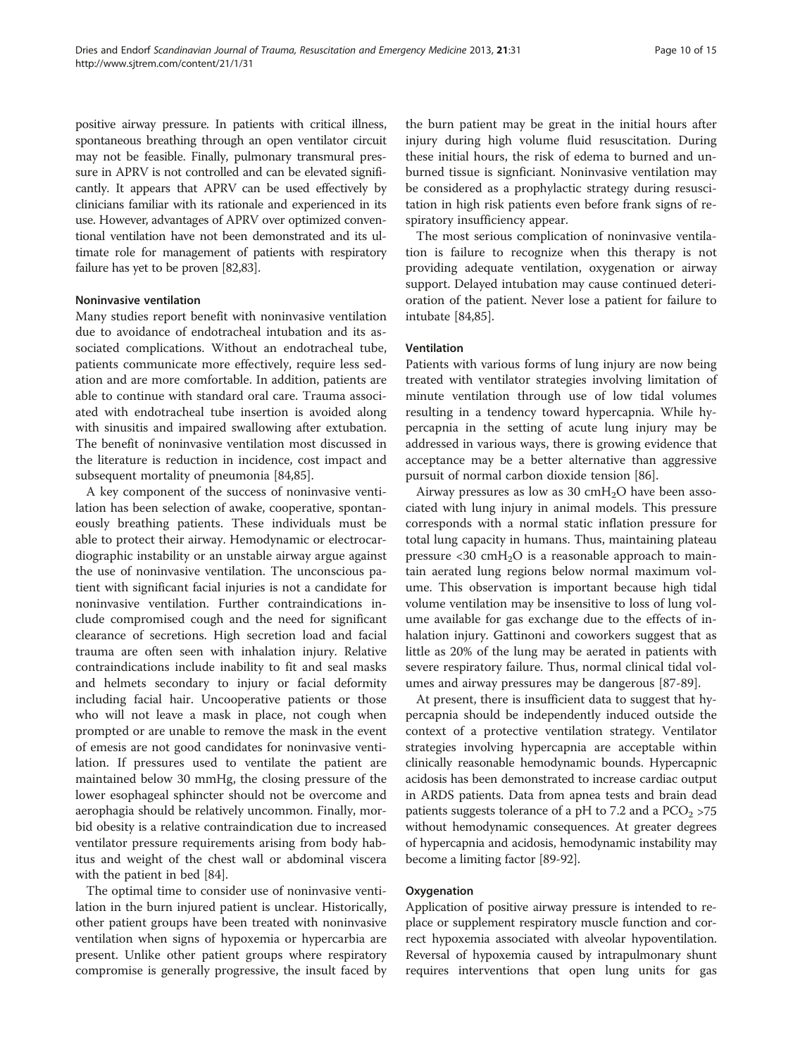positive airway pressure. In patients with critical illness, spontaneous breathing through an open ventilator circuit may not be feasible. Finally, pulmonary transmural pressure in APRV is not controlled and can be elevated significantly. It appears that APRV can be used effectively by clinicians familiar with its rationale and experienced in its use. However, advantages of APRV over optimized conventional ventilation have not been demonstrated and its ultimate role for management of patients with respiratory failure has yet to be proven [82,83].

### Noninvasive ventilation

Many studies report benefit with noninvasive ventilation due to avoidance of endotracheal intubation and its associated complications. Without an endotracheal tube, patients communicate more effectively, require less sedation and are more comfortable. In addition, patients are able to continue with standard oral care. Trauma associated with endotracheal tube insertion is avoided along with sinusitis and impaired swallowing after extubation. The benefit of noninvasive ventilation most discussed in the literature is reduction in incidence, cost impact and subsequent mortality of pneumonia [84,85].

A key component of the success of noninvasive ventilation has been selection of awake, cooperative, spontaneously breathing patients. These individuals must be able to protect their airway. Hemodynamic or electrocardiographic instability or an unstable airway argue against the use of noninvasive ventilation. The unconscious patient with significant facial injuries is not a candidate for noninvasive ventilation. Further contraindications include compromised cough and the need for significant clearance of secretions. High secretion load and facial trauma are often seen with inhalation injury. Relative contraindications include inability to fit and seal masks and helmets secondary to injury or facial deformity including facial hair. Uncooperative patients or those who will not leave a mask in place, not cough when prompted or are unable to remove the mask in the event of emesis are not good candidates for noninvasive ventilation. If pressures used to ventilate the patient are maintained below 30 mmHg, the closing pressure of the lower esophageal sphincter should not be overcome and aerophagia should be relatively uncommon. Finally, morbid obesity is a relative contraindication due to increased ventilator pressure requirements arising from body habitus and weight of the chest wall or abdominal viscera with the patient in bed [84].

The optimal time to consider use of noninvasive ventilation in the burn injured patient is unclear. Historically, other patient groups have been treated with noninvasive ventilation when signs of hypoxemia or hypercarbia are present. Unlike other patient groups where respiratory compromise is generally progressive, the insult faced by the burn patient may be great in the initial hours after injury during high volume fluid resuscitation. During these initial hours, the risk of edema to burned and unburned tissue is signficiant. Noninvasive ventilation may be considered as a prophylactic strategy during resuscitation in high risk patients even before frank signs of respiratory insufficiency appear.

The most serious complication of noninvasive ventilation is failure to recognize when this therapy is not providing adequate ventilation, oxygenation or airway support. Delayed intubation may cause continued deterioration of the patient. Never lose a patient for failure to intubate [84,85].

### Ventilation

Patients with various forms of lung injury are now being treated with ventilator strategies involving limitation of minute ventilation through use of low tidal volumes resulting in a tendency toward hypercapnia. While hypercapnia in the setting of acute lung injury may be addressed in various ways, there is growing evidence that acceptance may be a better alternative than aggressive pursuit of normal carbon dioxide tension [86].

Airway pressures as low as 30 $cmH_2O$ have been associated with lung injury in animal models. This pressure corresponds with a normal static inflation pressure for total lung capacity in humans. Thus, maintaining plateau pressure <30 $cmH_2O$ is a reasonable approach to maintain aerated lung regions below normal maximum volume. This observation is important because high tidal volume ventilation may be insensitive to loss of lung volume available for gas exchange due to the effects of inhalation injury. Gattinoni and coworkers suggest that as little as 20% of the lung may be aerated in patients with severe respiratory failure. Thus, normal clinical tidal volumes and airway pressures may be dangerous [87-89].

At present, there is insufficient data to suggest that hypercapnia should be independently induced outside the context of a protective ventilation strategy. Ventilator strategies involving hypercapnia are acceptable within clinically reasonable hemodynamic bounds. Hypercapnic acidosis has been demonstrated to increase cardiac output in ARDS patients. Data from apnea tests and brain dead patients suggests tolerance of a pH to 7.2 and a $PCO_2$ >75 without hemodynamic consequences. At greater degrees of hypercapnia and acidosis, hemodynamic instability may become a limiting factor [89-92].

### Oxygenation

Application of positive airway pressure is intended to replace or supplement respiratory muscle function and correct hypoxemia associated with alveolar hypoventilation. Reversal of hypoxemia caused by intrapulmonary shunt requires interventions that open lung units for gas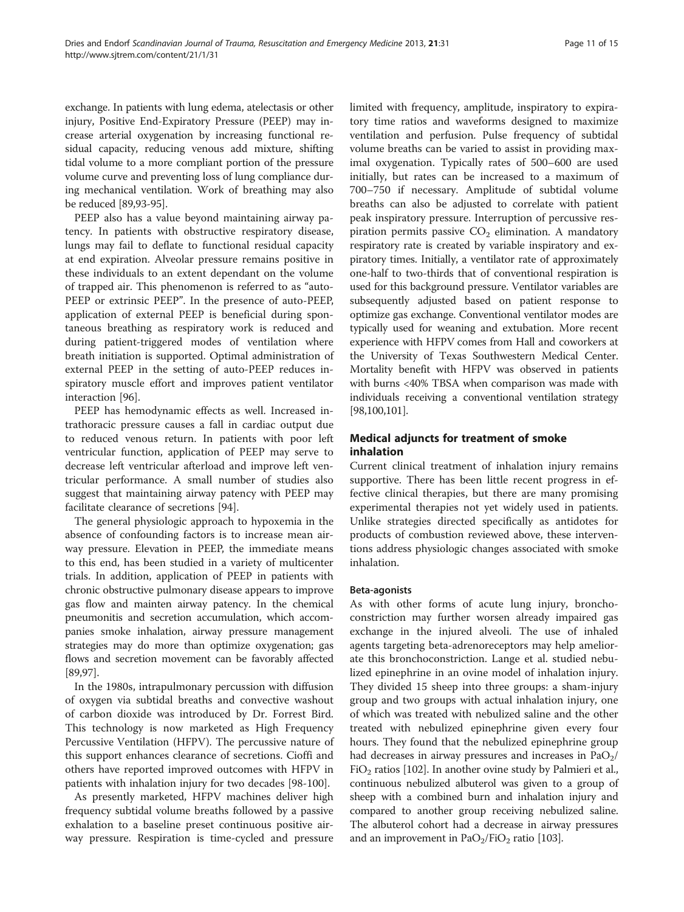exchange. In patients with lung edema, atelectasis or other injury, Positive End-Expiratory Pressure (PEEP) may increase arterial oxygenation by increasing functional residual capacity, reducing venous add mixture, shifting tidal volume to a more compliant portion of the pressure volume curve and preventing loss of lung compliance during mechanical ventilation. Work of breathing may also be reduced [89,93-95].

PEEP also has a value beyond maintaining airway patency. In patients with obstructive respiratory disease, lungs may fail to deflate to functional residual capacity at end expiration. Alveolar pressure remains positive in these individuals to an extent dependant on the volume of trapped air. This phenomenon is referred to as "auto-PEEP or extrinsic PEEP". In the presence of auto-PEEP, application of external PEEP is beneficial during spontaneous breathing as respiratory work is reduced and during patient-triggered modes of ventilation where breath initiation is supported. Optimal administration of external PEEP in the setting of auto-PEEP reduces inspiratory muscle effort and improves patient ventilator interaction [96].

PEEP has hemodynamic effects as well. Increased intrathoracic pressure causes a fall in cardiac output due to reduced venous return. In patients with poor left ventricular function, application of PEEP may serve to decrease left ventricular afterload and improve left ventricular performance. A small number of studies also suggest that maintaining airway patency with PEEP may facilitate clearance of secretions [94].

The general physiologic approach to hypoxemia in the absence of confounding factors is to increase mean airway pressure. Elevation in PEEP, the immediate means to this end, has been studied in a variety of multicenter trials. In addition, application of PEEP in patients with chronic obstructive pulmonary disease appears to improve gas flow and mainten airway patency. In the chemical pneumonitis and secretion accumulation, which accompanies smoke inhalation, airway pressure management strategies may do more than optimize oxygenation; gas flows and secretion movement can be favorably affected [89,97].

In the 1980s, intrapulmonary percussion with diffusion of oxygen via subtidal breaths and convective washout of carbon dioxide was introduced by Dr. Forrest Bird. This technology is now marketed as High Frequency Percussive Ventilation (HFPV). The percussive nature of this support enhances clearance of secretions. Cioffi and others have reported improved outcomes with HFPV in patients with inhalation injury for two decades [98-100].

As presently marketed, HFPV machines deliver high frequency subtidal volume breaths followed by a passive exhalation to a baseline preset continuous positive airway pressure. Respiration is time-cycled and pressure limited with frequency, amplitude, inspiratory to expiratory time ratios and waveforms designed to maximize ventilation and perfusion. Pulse frequency of subtidal volume breaths can be varied to assist in providing maximal oxygenation. Typically rates of 500–600 are used initially, but rates can be increased to a maximum of 700–750 if necessary. Amplitude of subtidal volume breaths can also be adjusted to correlate with patient peak inspiratory pressure. Interruption of percussive respiration permits passive $CO_2$ elimination. A mandatory respiratory rate is created by variable inspiratory and expiratory times. Initially, a ventilator rate of approximately one-half to two-thirds that of conventional respiration is used for this background pressure. Ventilator variables are subsequently adjusted based on patient response to optimize gas exchange. Conventional ventilator modes are typically used for weaning and extubation. More recent experience with HFPV comes from Hall and coworkers at the University of Texas Southwestern Medical Center. Mortality benefit with HFPV was observed in patients with burns <40% TBSA when comparison was made with individuals receiving a conventional ventilation strategy [98,100,101].

## Medical adjuncts for treatment of smoke inhalation

Current clinical treatment of inhalation injury remains supportive. There has been little recent progress in effective clinical therapies, but there are many promising experimental therapies not yet widely used in patients. Unlike strategies directed specifically as antidotes for products of combustion reviewed above, these interventions address physiologic changes associated with smoke inhalation.

### Beta-agonists

As with other forms of acute lung injury, bronchoconstriction may further worsen already impaired gas exchange in the injured alveoli. The use of inhaled agents targeting beta-adrenoreceptors may help ameliorate this bronchoconstriction. Lange et al. studied nebulized epinephrine in an ovine model of inhalation injury. They divided 15 sheep into three groups: a sham-injury group and two groups with actual inhalation injury, one of which was treated with nebulized saline and the other treated with nebulized epinephrine given every four hours. They found that the nebulized epinephrine group had decreases in airway pressures and increases in $PaO_2/FiO_2$ ratios [102]. In another ovine study by Palmieri et al., continuous nebulized albuterol was given to a group of sheep with a combined burn and inhalation injury and compared to another group receiving nebulized saline. The albuterol cohort had a decrease in airway pressures and an improvement in $PaO_2/FiO_2$ ratio [103].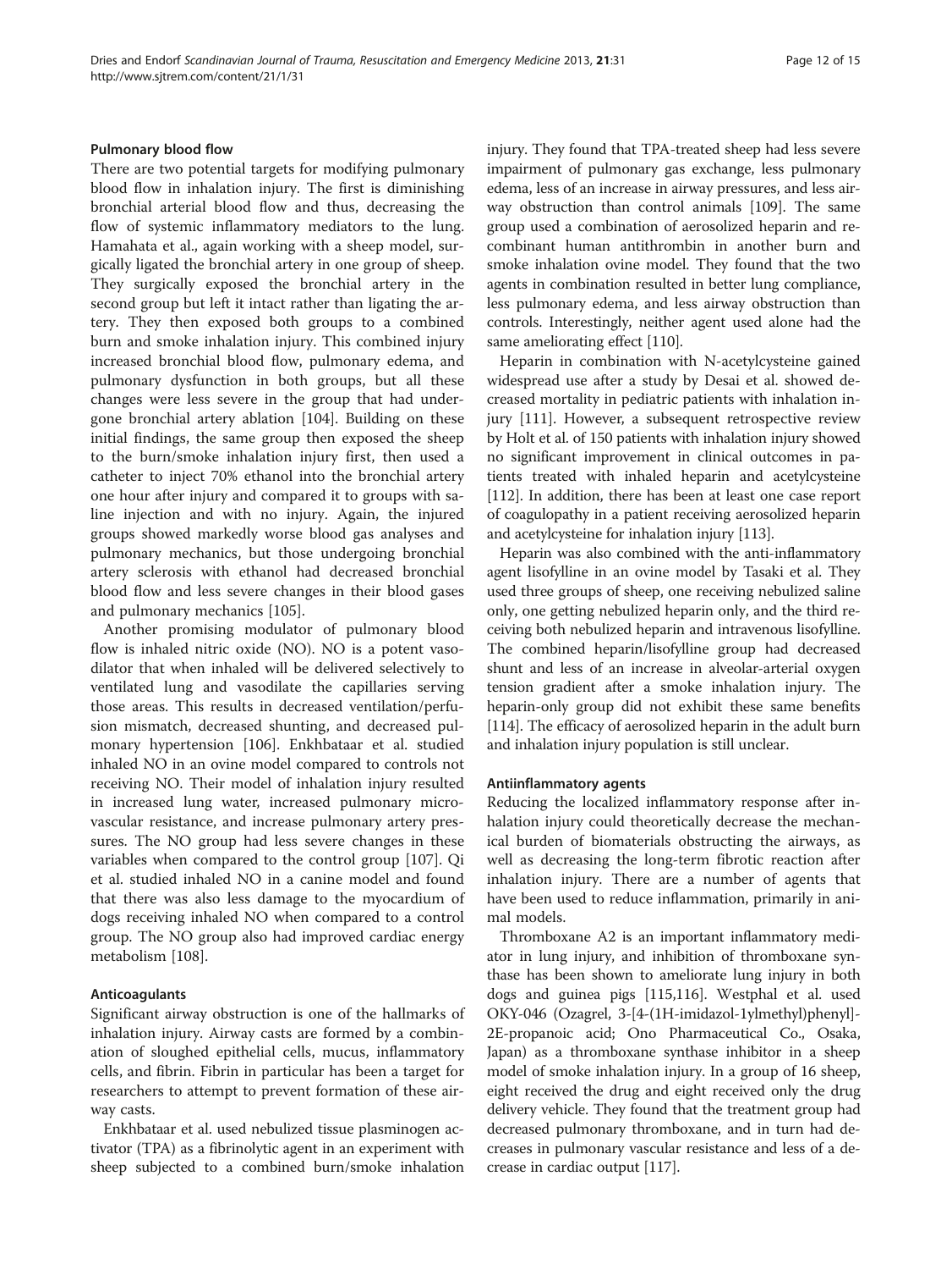#### Pulmonary blood flow

There are two potential targets for modifying pulmonary blood flow in inhalation injury. The first is diminishing bronchial arterial blood flow and thus, decreasing the flow of systemic inflammatory mediators to the lung. Hamahata et al., again working with a sheep model, surgically ligated the bronchial artery in one group of sheep. They surgically exposed the bronchial artery in the second group but left it intact rather than ligating the artery. They then exposed both groups to a combined burn and smoke inhalation injury. This combined injury increased bronchial blood flow, pulmonary edema, and pulmonary dysfunction in both groups, but all these changes were less severe in the group that had undergone bronchial artery ablation [104]. Building on these initial findings, the same group then exposed the sheep to the burn/smoke inhalation injury first, then used a catheter to inject 70% ethanol into the bronchial artery one hour after injury and compared it to groups with saline injection and with no injury. Again, the injured groups showed markedly worse blood gas analyses and pulmonary mechanics, but those undergoing bronchial artery sclerosis with ethanol had decreased bronchial blood flow and less severe changes in their blood gases and pulmonary mechanics [105].

Another promising modulator of pulmonary blood flow is inhaled nitric oxide (NO). NO is a potent vasodilator that when inhaled will be delivered selectively to ventilated lung and vasodilate the capillaries serving those areas. This results in decreased ventilation/perfusion mismatch, decreased shunting, and decreased pulmonary hypertension [106]. Enkhbataar et al. studied inhaled NO in an ovine model compared to controls not receiving NO. Their model of inhalation injury resulted in increased lung water, increased pulmonary microvascular resistance, and increase pulmonary artery pressures. The NO group had less severe changes in these variables when compared to the control group [107]. Qi et al. studied inhaled NO in a canine model and found that there was also less damage to the myocardium of dogs receiving inhaled NO when compared to a control group. The NO group also had improved cardiac energy metabolism [108].

#### Anticoagulants

Significant airway obstruction is one of the hallmarks of inhalation injury. Airway casts are formed by a combination of sloughed epithelial cells, mucus, inflammatory cells, and fibrin. Fibrin in particular has been a target for researchers to attempt to prevent formation of these airway casts.

Enkhbataar et al. used nebulized tissue plasminogen activator (TPA) as a fibrinolytic agent in an experiment with sheep subjected to a combined burn/smoke inhalation injury. They found that TPA-treated sheep had less severe impairment of pulmonary gas exchange, less pulmonary edema, less of an increase in airway pressures, and less airway obstruction than control animals [109]. The same group used a combination of aerosolized heparin and recombinant human antithrombin in another burn and smoke inhalation ovine model. They found that the two agents in combination resulted in better lung compliance, less pulmonary edema, and less airway obstruction than controls. Interestingly, neither agent used alone had the same ameliorating effect [110].

Heparin in combination with N-acetylcysteine gained widespread use after a study by Desai et al. showed decreased mortality in pediatric patients with inhalation injury [111]. However, a subsequent retrospective review by Holt et al. of 150 patients with inhalation injury showed no significant improvement in clinical outcomes in patients treated with inhaled heparin and acetylcysteine [112]. In addition, there has been at least one case report of coagulopathy in a patient receiving aerosolized heparin and acetylcysteine for inhalation injury [113].

Heparin was also combined with the anti-inflammatory agent lisofylline in an ovine model by Tasaki et al. They used three groups of sheep, one receiving nebulized saline only, one getting nebulized heparin only, and the third receiving both nebulized heparin and intravenous lisofylline. The combined heparin/lisofylline group had decreased shunt and less of an increase in alveolar-arterial oxygen tension gradient after a smoke inhalation injury. The heparin-only group did not exhibit these same benefits [114]. The efficacy of aerosolized heparin in the adult burn and inhalation injury population is still unclear.

#### Antiinflammatory agents

Reducing the localized inflammatory response after inhalation injury could theoretically decrease the mechanical burden of biomaterials obstructing the airways, as well as decreasing the long-term fibrotic reaction after inhalation injury. There are a number of agents that have been used to reduce inflammation, primarily in animal models.

Thromboxane A2 is an important inflammatory mediator in lung injury, and inhibition of thromboxane synthase has been shown to ameliorate lung injury in both dogs and guinea pigs [115,116]. Westphal et al. used OKY-046 (Ozagrel, 3-[4-(1H-imidazol-1ylmethyl)phenyl]-2E-propanoic acid; Ono Pharmaceutical Co., Osaka, Japan) as a thromboxane synthase inhibitor in a sheep model of smoke inhalation injury. In a group of 16 sheep, eight received the drug and eight received only the drug delivery vehicle. They found that the treatment group had decreased pulmonary thromboxane, and in turn had decreases in pulmonary vascular resistance and less of a decrease in cardiac output [117].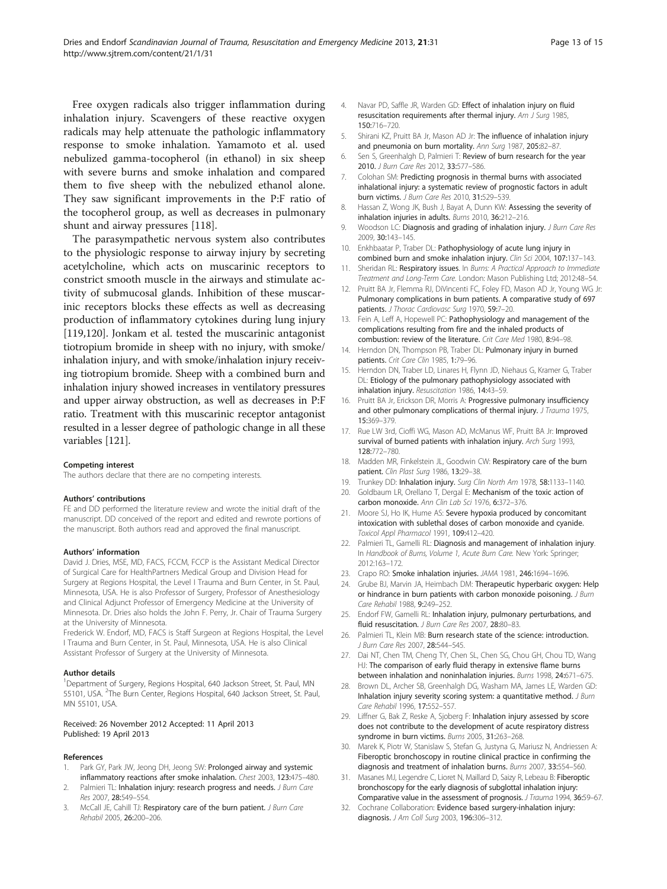Free oxygen radicals also trigger inflammation during inhalation injury. Scavengers of these reactive oxygen radicals may help attenuate the pathologic inflammatory response to smoke inhalation. Yamamoto et al. used nebulized gamma-tocopherol (in ethanol) in six sheep with severe burns and smoke inhalation and compared them to five sheep with the nebulized ethanol alone. They saw significant improvements in the P:F ratio of the tocopherol group, as well as decreases in pulmonary shunt and airway pressures [118].

The parasympathetic nervous system also contributes to the physiologic response to airway injury by secreting acetylcholine, which acts on muscarinic receptors to constrict smooth muscle in the airways and stimulate activity of submucosal glands. Inhibition of these muscarinic receptors blocks these effects as well as decreasing production of inflammatory cytokines during lung injury [119,120]. Jonkam et al. tested the muscarinic antagonist tiotropium bromide in sheep with no injury, with smoke/inhalation injury, and with smoke/inhalation injury receiving tiotropium bromide. Sheep with a combined burn and inhalation injury showed increases in ventilatory pressures and upper airway obstruction, as well as decreases in P:F ratio. Treatment with this muscarinic receptor antagonist resulted in a lesser degree of pathologic change in all these variables [121].

#### Competing interest

The authors declare that there are no competing interests.

#### Authors' contributions

FE and DD performed the literature review and wrote the initial draft of the manuscript. DD conceived of the report and edited and rewrote portions of the manuscript. Both authors read and approved the final manuscript.

#### Authors' information

David J. Dries, MSE, MD, FACS, FCCM, FCCP is the Assistant Medical Director of Surgical Care for HealthPartners Medical Group and Division Head for Surgery at Regions Hospital, the Level I Trauma and Burn Center, in St. Paul, Minnesota, USA. He is also Professor of Surgery, Professor of Anesthesiology and Clinical Adjunct Professor of Emergency Medicine at the University of Minnesota. Dr. Dries also holds the John F. Perry, Jr. Chair of Trauma Surgery at the University of Minnesota.

Frederick W. Endorf, MD, FACS is Staff Surgeon at Regions Hospital, the Level I Trauma and Burn Center, in St. Paul, Minnesota, USA. He is also Clinical Assistant Professor of Surgery at the University of Minnesota.

#### Author details

[1]Department of Surgery, Regions Hospital, 640 Jackson Street, St. Paul, MN 55101, USA. [2]The Burn Center, Regions Hospital, 640 Jackson Street, St. Paul, MN 55101, USA.

Received: 26 November 2012 Accepted: 11 April 2013
Published: 19 April 2013

#### References

1. Park GY, Park JW, Jeong DH, Jeong SW: **Prolonged airway and systemic inflammatory reactions after smoke inhalation.** *Chest* 2003, **123:**475–480.
2. Palmieri TL: **Inhalation injury: research progress and needs.** *J Burn Care Res* 2007, **28:**549–554.
3. McCall JE, Cahill TJ: **Respiratory care of the burn patient.** *J Burn Care Rehabil* 2005, **26:**200–206.
4. Navar PD, Saffle JR, Warden GD: **Effect of inhalation injury on fluid resuscitation requirements after thermal injury.** *Am J Surg* 1985, **150:**716–720.
5. Shirani KZ, Pruitt BA Jr, Mason AD Jr: **The influence of inhalation injury and pneumonia on burn mortality.** *Ann Surg* 1987, **205:**82–87.
6. Sen S, Greenhalgh D, Palmieri T: **Review of burn research for the year 2010.** *J Burn Care Res* 2012, **33:**577–586.
7. Colohan SM: **Predicting prognosis in thermal burns with associated inhalational injury: a systematic review of prognostic factors in adult burn victims.** *J Burn Care Res* 2010, **31:**529–539.
8. Hassan Z, Wong JK, Bush J, Bayat A, Dunn KW: **Assessing the severity of inhalation injuries in adults.** *Burns* 2010, **36:**212–216.
9. Woodson LC: **Diagnosis and grading of inhalation injury.** *J Burn Care Res* 2009, **30:**143–145.
10. Enkhbaatar P, Traber DL: **Pathophysiology of acute lung injury in combined burn and smoke inhalation injury.** *Clin Sci* 2004, **107:**137–143.
11. Sheridan RL: **Respiratory issues.** In *Burns: A Practical Approach to Immediate Treatment and Long-Term Care.* London: Mason Publishing Ltd; 2012:48–54.
12. Pruitt BA Jr, Flemma RJ, DiVincenti FC, Foley FD, Mason AD Jr, Young WG Jr: **Pulmonary complications in burn patients. A comparative study of 697 patients.** *J Thorac Cardiovasc Surg* 1970, **59:**7–20.
13. Fein A, Leff A, Hopewell PC: **Pathophysiology and management of the complications resulting from fire and the inhaled products of combustion: review of the literature.** *Crit Care Med* 1980, **8:**94–98.
14. Herndon DN, Thompson PB, Traber DL: **Pulmonary injury in burned patients.** *Crit Care Clin* 1985, **1:**79–96.
15. Herndon DN, Traber LD, Linares H, Flynn JD, Niehaus G, Kramer G, Traber DL: **Etiology of the pulmonary pathophysiology associated with inhalation injury.** *Resuscitation* 1986, **14:**43–59.
16. Pruitt BA Jr, Erickson DR, Morris A: **Progressive pulmonary insufficiency and other pulmonary complications of thermal injury.** *J Trauma* 1975, **15:**369–379.
17. Rue LW 3rd, Cioffi WG, Mason AD, McManus WF, Pruitt BA Jr: **Improved survival of burned patients with inhalation injury.** *Arch Surg* 1993, **128:**772–780.
18. Madden MR, Finkelstein JL, Goodwin CW: **Respiratory care of the burn patient.** *Clin Plast Surg* 1986, **13:**29–38.
19. Trunkey DD: **Inhalation injury.** *Surg Clin North Am* 1978, **58:**1133–1140.
20. Goldbaum LR, Orellano T, Dergal E: **Mechanism of the toxic action of carbon monoxide.** *Ann Clin Lab Sci* 1976, **6:**372–376.
21. Moore SJ, Ho IK, Hume AS: **Severe hypoxia produced by concomitant intoxication with sublethal doses of carbon monoxide and cyanide.** *Toxicol Appl Pharmacol* 1991, **109:**412–420.
22. Palmieri TL, Gamelli RL: **Diagnosis and management of inhalation injury.** In *Handbook of Burns, Volume 1, Acute Burn Care.* New York: Springer; 2012:163–172.
23. Crapo RO: **Smoke inhalation injuries.** *JAMA* 1981, **246:**1694–1696.
24. Grube BJ, Marvin JA, Heimbach DM: **Therapeutic hyperbaric oxygen: Help or hindrance in burn patients with carbon monoxide poisoning.** *J Burn Care Rehabil* 1988, **9:**249–252.
25. Endorf FW, Gamelli RL: **Inhalation injury, pulmonary perturbations, and fluid resuscitation.** *J Burn Care Res* 2007, **28:**80–83.
26. Palmieri TL, Klein MB: **Burn research state of the science: introduction.** *J Burn Care Res* 2007, **28:**544–545.
27. Dai NT, Chen TM, Cheng TY, Chen SL, Chen SG, Chou GH, Chou TD, Wang HJ: **The comparison of early fluid therapy in extensive flame burns between inhalation and noninhalation injuries.** *Burns* 1998, **24:**671–675.
28. Brown DL, Archer SB, Greenhalgh DG, Washam MA, James LE, Warden GD: **Inhalation injury severity scoring system: a quantitative method.** *J Burn Care Rehabil* 1996, **17:**552–557.
29. Liffner G, Bak Z, Reske A, Sjoberg F: **Inhalation injury assessed by score does not contribute to the development of acute respiratory distress syndrome in burn victims.** *Burns* 2005, **31:**263–268.
30. Marek K, Piotr W, Stanislaw S, Stefan G, Justyna G, Mariusz N, Andriessen A: **Fiberoptic bronchoscopy in routine clinical practice in confirming the diagnosis and treatment of inhalation burns.** *Burns* 2007, **33:**554–560.
31. Masanes MJ, Legendre C, Lioret N, Maillard D, Saizy R, Lebeau B: **Fiberoptic bronchoscopy for the early diagnosis of subglottal inhalation injury: Comparative value in the assessment of prognosis.** *J Trauma* 1994, **36:**59–67.
32. Cochrane Collaboration: **Evidence based surgery-inhalation injury: diagnosis.** *J Am Coll Surg* 2003, **196:**306–312.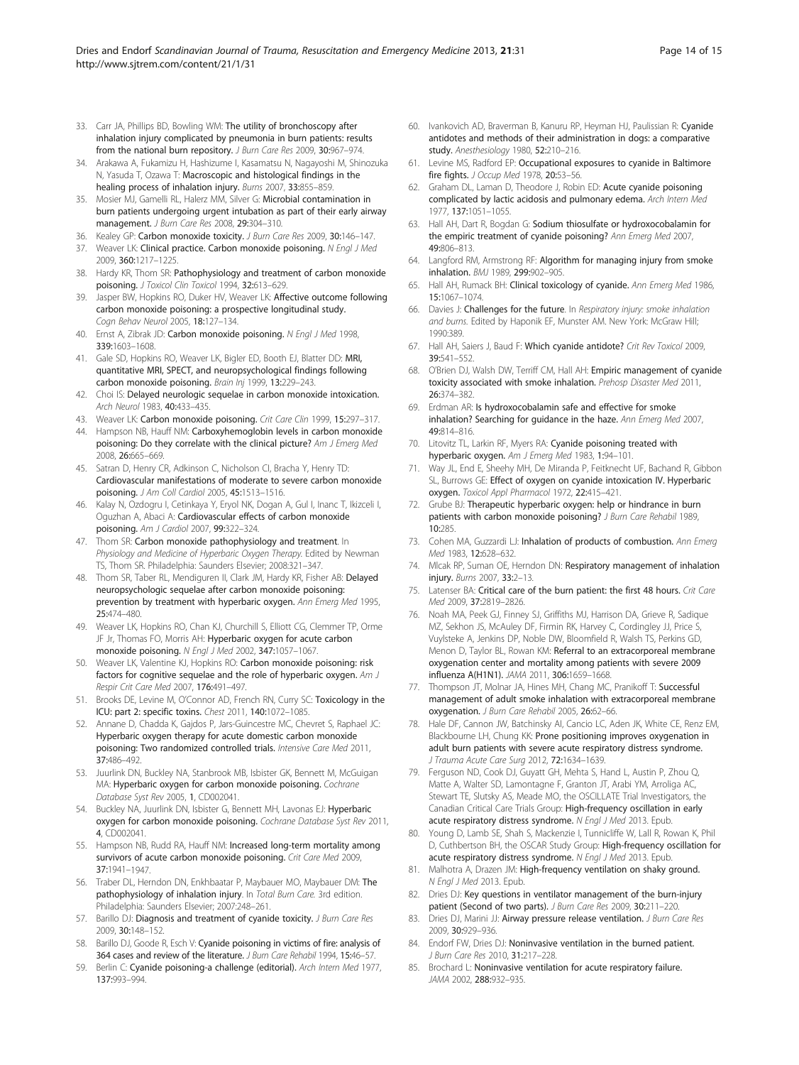33. Carr JA, Phillips BD, Bowling WM: **The utility of bronchoscopy after inhalation injury complicated by pneumonia in burn patients: results from the national burn repository.** *J Burn Care Res* 2009, **30:**967–974.
34. Arakawa A, Fukamizu H, Hashizume I, Kasamatsu N, Nagayoshi M, Shinozuka N, Yasuda T, Ozawa T: **Macroscopic and histological findings in the healing process of inhalation injury.** *Burns* 2007, **33:**855–859.
35. Mosier MJ, Gamelli RL, Halerz MM, Silver G: **Microbial contamination in burn patients undergoing urgent intubation as part of their early airway management.** *J Burn Care Res* 2008, **29:**304–310.
36. Kealey GP: **Carbon monoxide toxicity.** *J Burn Care Res* 2009, **30:**146–147.
37. Weaver LK: **Clinical practice. Carbon monoxide poisoning.** *N Engl J Med* 2009, **360:**1217–1225.
38. Hardy KR, Thom SR: **Pathophysiology and treatment of carbon monoxide poisoning.** *J Toxicol Clin Toxicol* 1994, **32:**613–629.
39. Jasper BW, Hopkins RO, Duker HV, Weaver LK: **Affective outcome following carbon monoxide poisoning: a prospective longitudinal study.** *Cogn Behav Neurol* 2005, **18:**127–134.
40. Ernst A, Zibrak JD: **Carbon monoxide poisoning.** *N Engl J Med* 1998, **339:**1603–1608.
41. Gale SD, Hopkins RO, Weaver LK, Bigler ED, Booth EJ, Blatter DD: **MRI, quantitative MRI, SPECT, and neuropsychological findings following carbon monoxide poisoning.** *Brain Inj* 1999, **13:**229–243.
42. Choi IS: **Delayed neurologic sequelae in carbon monoxide intoxication.** *Arch Neurol* 1983, **40:**433–435.
43. Weaver LK: **Carbon monoxide poisoning.** *Crit Care Clin* 1999, **15:**297–317.
44. Hampson NB, Hauff NM: **Carboxyhemoglobin levels in carbon monoxide poisoning: Do they correlate with the clinical picture?** *Am J Emerg Med* 2008, **26:**665–669.
45. Satran D, Henry CR, Adkinson C, Nicholson CI, Bracha Y, Henry TD: **Cardiovascular manifestations of moderate to severe carbon monoxide poisoning.** *J Am Coll Cardiol* 2005, **45:**1513–1516.
46. Kalay N, Ozdogru I, Cetinkaya Y, Eryol NK, Dogan A, Gul I, Inanc T, Ikizceli I, Oguzhan A, Abaci A: **Cardiovascular effects of carbon monoxide poisoning.** *Am J Cardiol* 2007, **99:**322–324.
47. Thom SR: **Carbon monoxide pathophysiology and treatment.** In *Physiology and Medicine of Hyperbaric Oxygen Therapy.* Edited by Newman TS, Thom SR. Philadelphia: Saunders Elsevier; 2008:321–347.
48. Thom SR, Taber RL, Mendiguren II, Clark JM, Hardy KR, Fisher AB: **Delayed neuropsychologic sequelae after carbon monoxide poisoning: prevention by treatment with hyperbaric oxygen.** *Ann Emerg Med* 1995, **25:**474–480.
49. Weaver LK, Hopkins RO, Chan KJ, Churchill S, Elliott CG, Clemmer TP, Orme JF Jr, Thomas FO, Morris AH: **Hyperbaric oxygen for acute carbon monoxide poisoning.** *N Engl J Med* 2002, **347:**1057–1067.
50. Weaver LK, Valentine KJ, Hopkins RO: **Carbon monoxide poisoning: risk factors for cognitive sequelae and the role of hyperbaric oxygen.** *Am J Respir Crit Care Med* 2007, **176:**491–497.
51. Brooks DE, Levine M, O'Connor AD, French RN, Curry SC: **Toxicology in the ICU: part 2: specific toxins.** *Chest* 2011, **140:**1072–1085.
52. Annane D, Chadda K, Gajdos P, Jars-Guincestre MC, Chevret S, Raphael JC: **Hyperbaric oxygen therapy for acute domestic carbon monoxide poisoning: Two randomized controlled trials.** *Intensive Care Med* 2011, **37:**486–492.
53. Juurlink DN, Buckley NA, Stanbrook MB, Isbister GK, Bennett M, McGuigan MA: **Hyperbaric oxygen for carbon monoxide poisoning.** *Cochrane Database Syst Rev* 2005, **1**, CD002041.
54. Buckley NA, Juurlink DN, Isbister G, Bennett MH, Lavonas EJ: **Hyperbaric oxygen for carbon monoxide poisoning.** *Cochrane Database Syst Rev* 2011, **4**, CD002041.
55. Hampson NB, Rudd RA, Hauff NM: **Increased long-term mortality among survivors of acute carbon monoxide poisoning.** *Crit Care Med* 2009, **37:**1941–1947.
56. Traber DL, Herndon DN, Enkhbaatar P, Maybauer MO, Maybauer DM: **The pathophysiology of inhalation injury.** In *Total Burn Care.* 3rd edition. Philadelphia: Saunders Elsevier; 2007:248–261.
57. Barillo DJ: **Diagnosis and treatment of cyanide toxicity.** *J Burn Care Res* 2009, **30:**148–152.
58. Barillo DJ, Goode R, Esch V: **Cyanide poisoning in victims of fire: analysis of 364 cases and review of the literature.** *J Burn Care Rehabil* 1994, **15:**46–57.
59. Berlin C: **Cyanide poisoning-a challenge (editorial).** *Arch Intern Med* 1977, **137:**993–994.
60. Ivankovich AD, Braverman B, Kanuru RP, Heyman HJ, Paulissian R: **Cyanide antidotes and methods of their administration in dogs: a comparative study.** *Anesthesiology* 1980, **52:**210–216.
61. Levine MS, Radford EP: **Occupational exposures to cyanide in Baltimore fire fights.** *J Occup Med* 1978, **20:**53–56.
62. Graham DL, Laman D, Theodore J, Robin ED: **Acute cyanide poisoning complicated by lactic acidosis and pulmonary edema.** *Arch Intern Med* 1977, **137:**1051–1055.
63. Hall AH, Dart R, Bogdan G: **Sodium thiosulfate or hydroxocobalamin for the empiric treatment of cyanide poisoning?** *Ann Emerg Med* 2007, **49:**806–813.
64. Langford RM, Armstrong RF: **Algorithm for managing injury from smoke inhalation.** *BMJ* 1989, **299:**902–905.
65. Hall AH, Rumack BH: **Clinical toxicology of cyanide.** *Ann Emerg Med* 1986, **15:**1067–1074.
66. Davies J: **Challenges for the future.** In *Respiratory injury: smoke inhalation and burns.* Edited by Haponik EF, Munster AM. New York: McGraw Hill; 1990:389.
67. Hall AH, Saiers J, Baud F: **Which cyanide antidote?** *Crit Rev Toxicol* 2009, **39:**541–552.
68. O'Brien DJ, Walsh DW, Terriff CM, Hall AH: **Empiric management of cyanide toxicity associated with smoke inhalation.** *Prehosp Disaster Med* 2011, **26:**374–382.
69. Erdman AR: **Is hydroxocobalamin safe and effective for smoke inhalation? Searching for guidance in the haze.** *Ann Emerg Med* 2007, **49:**814–816.
70. Litovitz TL, Larkin RF, Myers RA: **Cyanide poisoning treated with hyperbaric oxygen.** *Am J Emerg Med* 1983, **1:**94–101.
71. Way JL, End E, Sheehy MH, De Miranda P, Feitknecht UF, Bachand R, Gibbon SL, Burrows GE: **Effect of oxygen on cyanide intoxication IV. Hyperbaric oxygen.** *Toxicol Appl Pharmacol* 1972, **22:**415–421.
72. Grube BJ: **Therapeutic hyperbaric oxygen: help or hindrance in burn patients with carbon monoxide poisoning?** *J Burn Care Rehabil* 1989, **10:**285.
73. Cohen MA, Guzzardi LJ: **Inhalation of products of combustion.** *Ann Emerg Med* 1983, **12:**628–632.
74. Mlcak RP, Suman OE, Herndon DN: **Respiratory management of inhalation injury.** *Burns* 2007, **33:**2–13.
75. Latenser BA: **Critical care of the burn patient: the first 48 hours.** *Crit Care Med* 2009, **37:**2819–2826.
76. Noah MA, Peek GJ, Finney SJ, Griffiths MJ, Harrison DA, Grieve R, Sadique MZ, Sekhon JS, McAuley DF, Firmin RK, Harvey C, Cordingley JJ, Price S, Vuylsteke A, Jenkins DP, Noble DW, Bloomfield R, Walsh TS, Perkins GD, Menon D, Taylor BL, Rowan KM: **Referral to an extracorporeal membrane oxygenation center and mortality among patients with severe 2009 influenza A(H1N1).** *JAMA* 2011, **306:**1659–1668.
77. Thompson JT, Molnar JA, Hines MH, Chang MC, Pranikoff T: **Successful management of adult smoke inhalation with extracorporeal membrane oxygenation.** *J Burn Care Rehabil* 2005, **26:**62–66.
78. Hale DF, Cannon JW, Batchinsky AI, Cancio LC, Aden JK, White CE, Renz EM, Blackbourne LH, Chung KK: **Prone positioning improves oxygenation in adult burn patients with severe acute respiratory distress syndrome.** *J Trauma Acute Care Surg* 2012, **72:**1634–1639.
79. Ferguson ND, Cook DJ, Guyatt GH, Mehta S, Hand L, Austin P, Zhou Q, Matte A, Walter SD, Lamontagne F, Granton JT, Arabi YM, Arroliga AC, Stewart TE, Slutsky AS, Meade MO, the OSCILLATE Trial Investigators, the Canadian Critical Care Trials Group: **High-frequency oscillation in early acute respiratory distress syndrome.** *N Engl J Med* 2013. Epub.
80. Young D, Lamb SE, Shah S, Mackenzie I, Tunnicliffe W, Lall R, Rowan K, Phil D, Cuthbertson BH, the OSCAR Study Group: **High-frequency oscillation for acute respiratory distress syndrome.** *N Engl J Med* 2013. Epub.
81. Malhotra A, Drazen JM: **High-frequency ventilation on shaky ground.** *N Engl J Med* 2013. Epub.
82. Dries DJ: **Key questions in ventilator management of the burn-injury patient (Second of two parts).** *J Burn Care Res* 2009, **30:**211–220.
83. Dries DJ, Marini JJ: **Airway pressure release ventilation.** *J Burn Care Res* 2009, **30:**929–936.
84. Endorf FW, Dries DJ: **Noninvasive ventilation in the burned patient.** *J Burn Care Res* 2010, **31:**217–228.
85. Brochard L: **Noninvasive ventilation for acute respiratory failure.** *JAMA* 2002, **288:**932–935.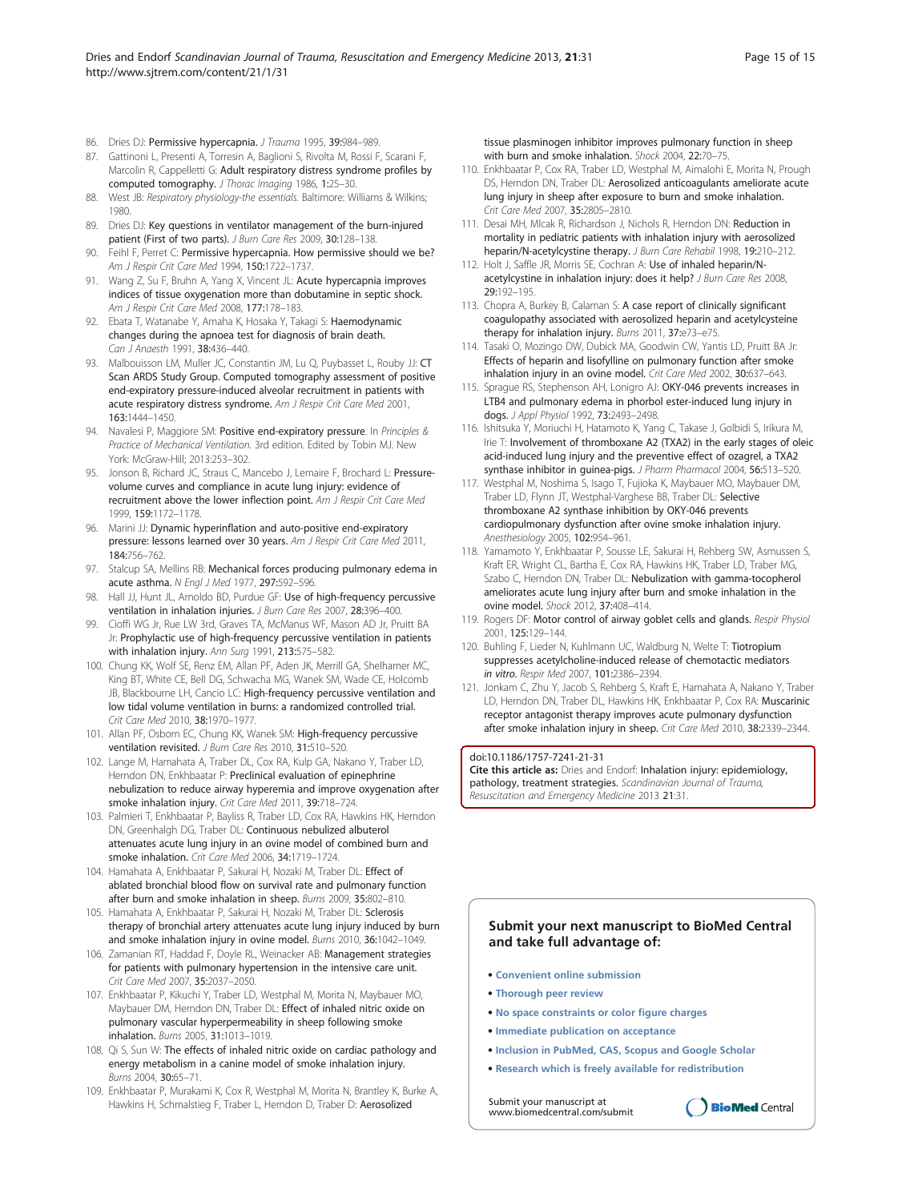86. Dries DJ: **Permissive hypercapnia.** *J Trauma* 1995, **39:**984–989.
87. Gattinoni L, Presenti A, Torresin A, Baglioni S, Rivolta M, Rossi F, Scarani F, Marcolin R, Cappelletti G: **Adult respiratory distress syndrome profiles by computed tomography.** *J Thorac Imaging* 1986, **1:**25–30.
88. West JB: *Respiratory physiology-the essentials.* Baltimore: Williams & Wilkins; 1980.
89. Dries DJ: **Key questions in ventilator management of the burn-injured patient (First of two parts).** *J Burn Care Res* 2009, **30:**128–138.
90. Feihl F, Perret C: **Permissive hypercapnia. How permissive should we be?** *Am J Respir Crit Care Med* 1994, **150:**1722–1737.
91. Wang Z, Su F, Bruhn A, Yang X, Vincent JL: **Acute hypercapnia improves indices of tissue oxygenation more than dobutamine in septic shock.** *Am J Respir Crit Care Med* 2008, **177:**178–183.
92. Ebata T, Watanabe Y, Amaha K, Hosaka Y, Takagi S: **Haemodynamic changes during the apnoea test for diagnosis of brain death.** *Can J Anaesth* 1991, **38:**436–440.
93. Malbouisson LM, Muller JC, Constantin JM, Lu Q, Puybasset L, Rouby JJ: **CT Scan ARDS Study Group. Computed tomography assessment of positive end-expiratory pressure-induced alveolar recruitment in patients with acute respiratory distress syndrome.** *Am J Respir Crit Care Med* 2001, **163:**1444–1450.
94. Navalesi P, Maggiore SM: **Positive end-expiratory pressure.** In *Principles & Practice of Mechanical Ventilation.* 3rd edition. Edited by Tobin MJ. New York: McGraw-Hill; 2013:253–302.
95. Jonson B, Richard JC, Straus C, Mancebo J, Lemaire F, Brochard L: **Pressure-volume curves and compliance in acute lung injury: evidence of recruitment above the lower inflection point.** *Am J Respir Crit Care Med* 1999, **159:**1172–1178.
96. Marini JJ: **Dynamic hyperinflation and auto-positive end-expiratory pressure: lessons learned over 30 years.** *Am J Respir Crit Care Med* 2011, **184:**756–762.
97. Stalcup SA, Mellins RB: **Mechanical forces producing pulmonary edema in acute asthma.** *N Engl J Med* 1977, **297:**592–596.
98. Hall JJ, Hunt JL, Arnoldo BD, Purdue GF: **Use of high-frequency percussive ventilation in inhalation injuries.** *J Burn Care Res* 2007, **28:**396–400.
99. Cioffi WG Jr, Rue LW 3rd, Graves TA, McManus WF, Mason AD Jr, Pruitt BA Jr: **Prophylactic use of high-frequency percussive ventilation in patients with inhalation injury.** *Ann Surg* 1991, **213:**575–582.
100. Chung KK, Wolf SE, Renz EM, Allan PF, Aden JK, Merrill GA, Shelhamer MC, King BT, White CE, Bell DG, Schwacha MG, Wanek SM, Wade CE, Holcomb JB, Blackbourne LH, Cancio LC: **High-frequency percussive ventilation and low tidal volume ventilation in burns: a randomized controlled trial.** *Crit Care Med* 2010, **38:**1970–1977.
101. Allan PF, Osborn EC, Chung KK, Wanek SM: **High-frequency percussive ventilation revisited.** *J Burn Care Res* 2010, **31:**510–520.
102. Lange M, Hamahata A, Traber DL, Cox RA, Kulp GA, Nakano Y, Traber LD, Herndon DN, Enkhbaatar P: **Preclinical evaluation of epinephrine nebulization to reduce airway hyperemia and improve oxygenation after smoke inhalation injury.** *Crit Care Med* 2011, **39:**718–724.
103. Palmieri T, Enkhbaatar P, Bayliss R, Traber LD, Cox RA, Hawkins HK, Herndon DN, Greenhalgh DG, Traber DL: **Continuous nebulized albuterol attenuates acute lung injury in an ovine model of combined burn and smoke inhalation.** *Crit Care Med* 2006, **34:**1719–1724.
104. Hamahata A, Enkhbaatar P, Sakurai H, Nozaki M, Traber DL: **Effect of ablated bronchial blood flow on survival rate and pulmonary function after burn and smoke inhalation in sheep.** *Burns* 2009, **35:**802–810.
105. Hamahata A, Enkhbaatar P, Sakurai H, Nozaki M, Traber DL: **Sclerosis therapy of bronchial artery attenuates acute lung injury induced by burn and smoke inhalation injury in ovine model.** *Burns* 2010, **36:**1042–1049.
106. Zamanian RT, Haddad F, Doyle RL, Weinacker AB: **Management strategies for patients with pulmonary hypertension in the intensive care unit.** *Crit Care Med* 2007, **35:**2037–2050.
107. Enkhbaatar P, Kikuchi Y, Traber LD, Westphal M, Morita N, Maybauer MO, Maybauer DM, Herndon DN, Traber DL: **Effect of inhaled nitric oxide on pulmonary vascular hyperpermeability in sheep following smoke inhalation.** *Burns* 2005, **31:**1013–1019.
108. Qi S, Sun W: **The effects of inhaled nitric oxide on cardiac pathology and energy metabolism in a canine model of smoke inhalation injury.** *Burns* 2004, **30:**65–71.
109. Enkhbaatar P, Murakami K, Cox R, Westphal M, Morita N, Brantley K, Burke A, Hawkins H, Schmalstieg F, Traber L, Herndon D, Traber D: **Aerosolized tissue plasminogen inhibitor improves pulmonary function in sheep with burn and smoke inhalation.** *Shock* 2004, **22:**70–75.
110. Enkhbaatar P, Cox RA, Traber LD, Westphal M, Aimalohi E, Morita N, Prough DS, Herndon DN, Traber DL: **Aerosolized anticoagulants ameliorate acute lung injury in sheep after exposure to burn and smoke inhalation.** *Crit Care Med* 2007, **35:**2805–2810.
111. Desai MH, Mlcak R, Richardson J, Nichols R, Herndon DN: **Reduction in mortality in pediatric patients with inhalation injury with aerosolized heparin/N-acetylcystine therapy.** *J Burn Care Rehabil* 1998, **19:**210–212.
112. Holt J, Saffle JR, Morris SE, Cochran A: **Use of inhaled heparin/N-acetylcystine in inhalation injury: does it help?** *J Burn Care Res* 2008, **29:**192–195.
113. Chopra A, Burkey B, Calaman S: **A case report of clinically significant coagulopathy associated with aerosolized heparin and acetylcysteine therapy for inhalation injury.** *Burns* 2011, **37:**e73–e75.
114. Tasaki O, Mozingo DW, Dubick MA, Goodwin CW, Yantis LD, Pruitt BA Jr: **Effects of heparin and lisofylline on pulmonary function after smoke inhalation injury in an ovine model.** *Crit Care Med* 2002, **30:**637–643.
115. Sprague RS, Stephenson AH, Lonigro AJ: **OKY-046 prevents increases in LTB4 and pulmonary edema in phorbol ester-induced lung injury in dogs.** *J Appl Physiol* 1992, **73:**2493–2498.
116. Ishitsuka Y, Moriuchi H, Hatamoto K, Yang C, Takase J, Golbidi S, Irikura M, Irie T: **Involvement of thromboxane A2 (TXA2) in the early stages of oleic acid-induced lung injury and the preventive effect of ozagrel, a TXA2 synthase inhibitor in guinea-pigs.** *J Pharm Pharmacol* 2004, **56:**513–520.
117. Westphal M, Noshima S, Isago T, Fujioka K, Maybauer MO, Maybauer DM, Traber LD, Flynn JT, Westphal-Varghese BB, Traber DL: **Selective thromboxane A2 synthase inhibition by OKY-046 prevents cardiopulmonary dysfunction after ovine smoke inhalation injury.** *Anesthesiology* 2005, **102:**954–961.
118. Yamamoto Y, Enkhbaatar P, Sousse LE, Sakurai H, Rehberg SW, Asmussen S, Kraft ER, Wright CL, Bartha E, Cox RA, Hawkins HK, Traber LD, Traber MG, Szabo C, Herndon DN, Traber DL: **Nebulization with gamma-tocopherol ameliorates acute lung injury after burn and smoke inhalation in the ovine model.** *Shock* 2012, **37:**408–414.
119. Rogers DF: **Motor control of airway goblet cells and glands.** *Respir Physiol* 2001, **125:**129–144.
120. Buhling F, Lieder N, Kuhlmann UC, Waldburg N, Welte T: **Tiotropium suppresses acetylcholine-induced release of chemotactic mediators *in vitro*.** *Respir Med* 2007, **101:**2386–2394.
121. Jonkam C, Zhu Y, Jacob S, Rehberg S, Kraft E, Hamahata A, Nakano Y, Traber LD, Herndon DN, Traber DL, Hawkins HK, Enkhbaatar P, Cox RA: **Muscarinic receptor antagonist therapy improves acute pulmonary dysfunction after smoke inhalation injury in sheep.** *Crit Care Med* 2010, **38:**2339–2344.

doi:10.1186/1757-7241-21-31
**Cite this article as:** Dries and Endorf: **Inhalation injury: epidemiology, pathology, treatment strategies.** *Scandinavian Journal of Trauma, Resuscitation and Emergency Medicine* 2013 **21**:31.

**Submit your next manuscript to BioMed Central and take full advantage of:**

- **Convenient online submission**
- **Thorough peer review**
- **No space constraints or color figure charges**
- **Immediate publication on acceptance**
- **Inclusion in PubMed, CAS, Scopus and Google Scholar**
- **Research which is freely available for redistribution**

Submit your manuscript at
www.biomedcentral.com/submit

BioMed Central